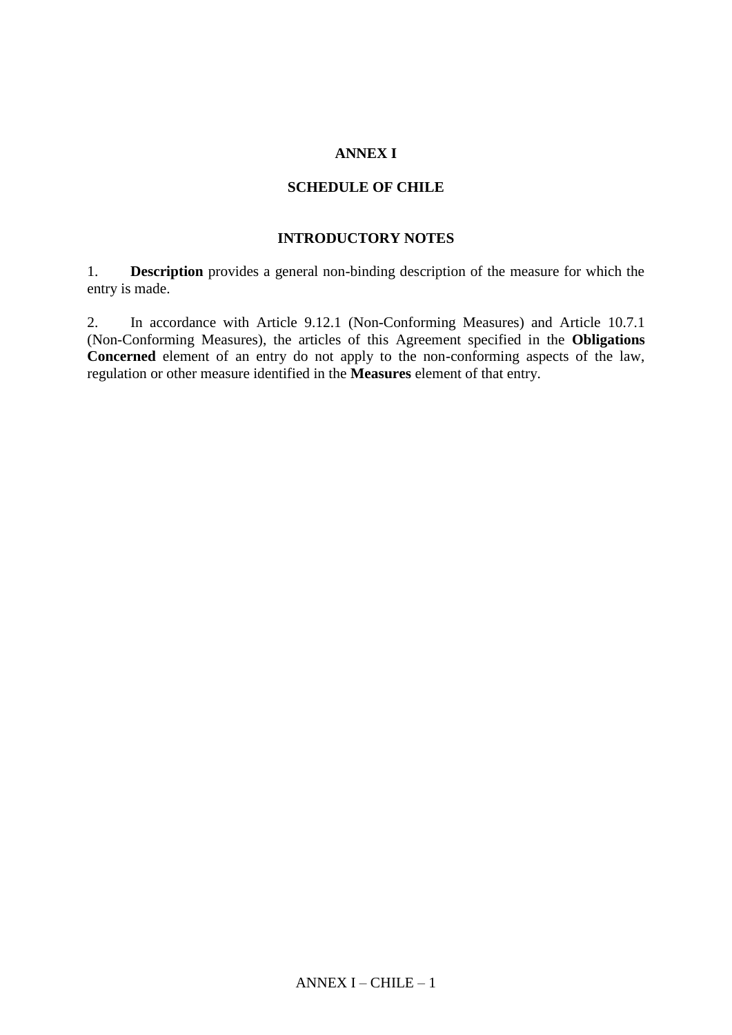# ANNEX I

## SCHEDULE OF CHILE

### INTRODUCTORY NOTES

1. **Description** provides a general non-binding description of the measure for which the entry is made.

2. In accordance with Article 9.12.1 (Non-Conforming Measures) and Article 10.7.1 (Non-Conforming Measures), the articles of this Agreement specified in the **Obligations Concerned** element of an entry do not apply to the non-conforming aspects of the law, regulation or other measure identified in the **Measures** element of that entry.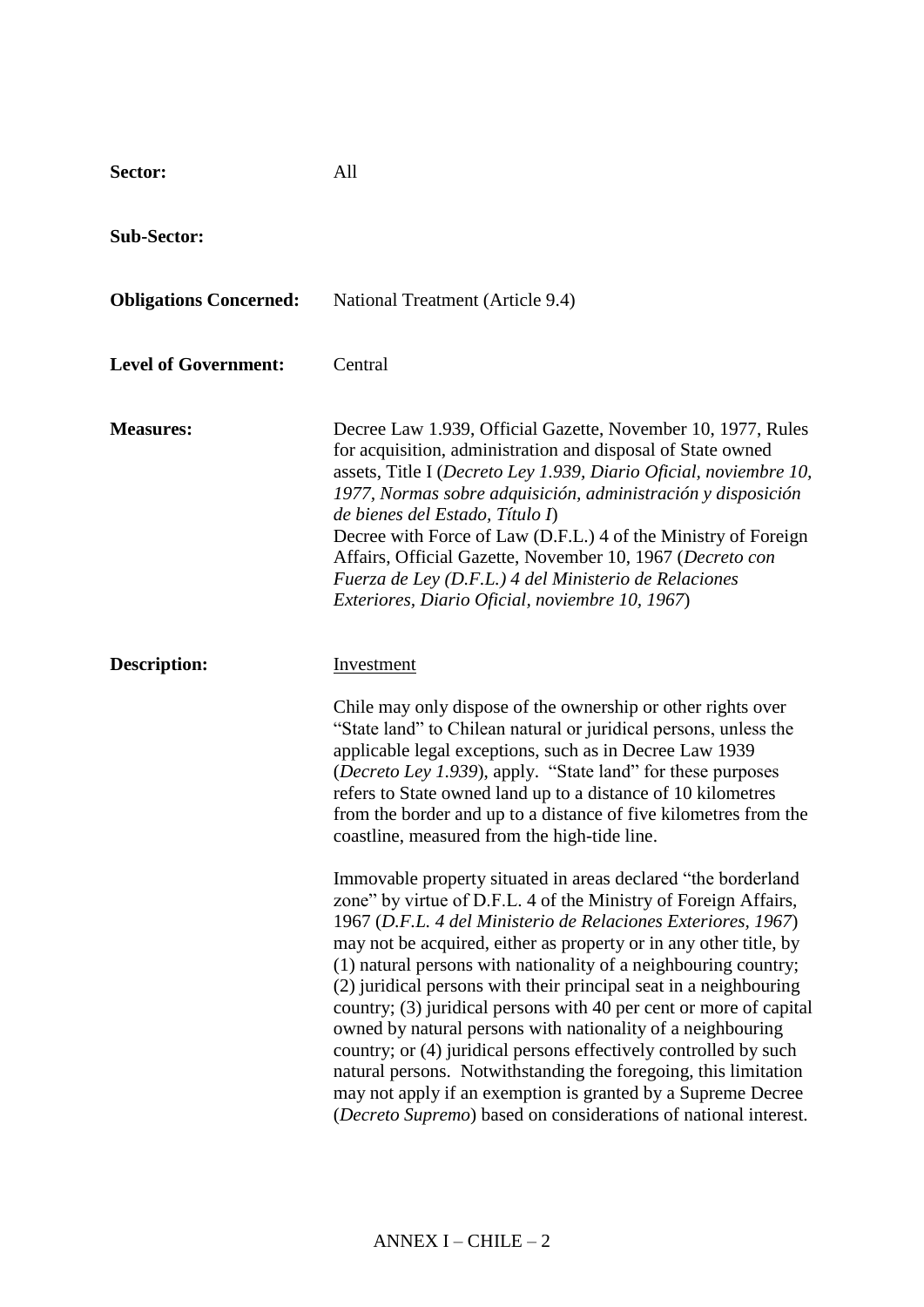**Sector:** All

**Sub-Sector:**

**Obligations Concerned:** National Treatment (Article 9.4)

**Level of Government:** Central

**Measures:** Decree Law 1.939, Official Gazette, November 10, 1977, Rules for acquisition, administration and disposal of State owned assets, Title I (*Decreto Ley 1.939, Diario Oficial, noviembre 10, 1977, Normas sobre adquisición, administración y disposición de bienes del Estado, Título I*)
Decree with Force of Law (D.F.L.) 4 of the Ministry of Foreign Affairs, Official Gazette, November 10, 1967 (*Decreto con Fuerza de Ley (D.F.L.) 4 del Ministerio de Relaciones Exteriores, Diario Oficial, noviembre 10, 1967*)

**Description:** Investment

Chile may only dispose of the ownership or other rights over "State land" to Chilean natural or juridical persons, unless the applicable legal exceptions, such as in Decree Law 1939 (*Decreto Ley 1.939*), apply. "State land" for these purposes refers to State owned land up to a distance of 10 kilometres from the border and up to a distance of five kilometres from the coastline, measured from the high-tide line.

Immovable property situated in areas declared "the borderland zone" by virtue of D.F.L. 4 of the Ministry of Foreign Affairs, 1967 (*D.F.L. 4 del Ministerio de Relaciones Exteriores, 1967*) may not be acquired, either as property or in any other title, by (1) natural persons with nationality of a neighbouring country; (2) juridical persons with their principal seat in a neighbouring country; (3) juridical persons with 40 per cent or more of capital owned by natural persons with nationality of a neighbouring country; or (4) juridical persons effectively controlled by such natural persons. Notwithstanding the foregoing, this limitation may not apply if an exemption is granted by a Supreme Decree (*Decreto Supremo*) based on considerations of national interest.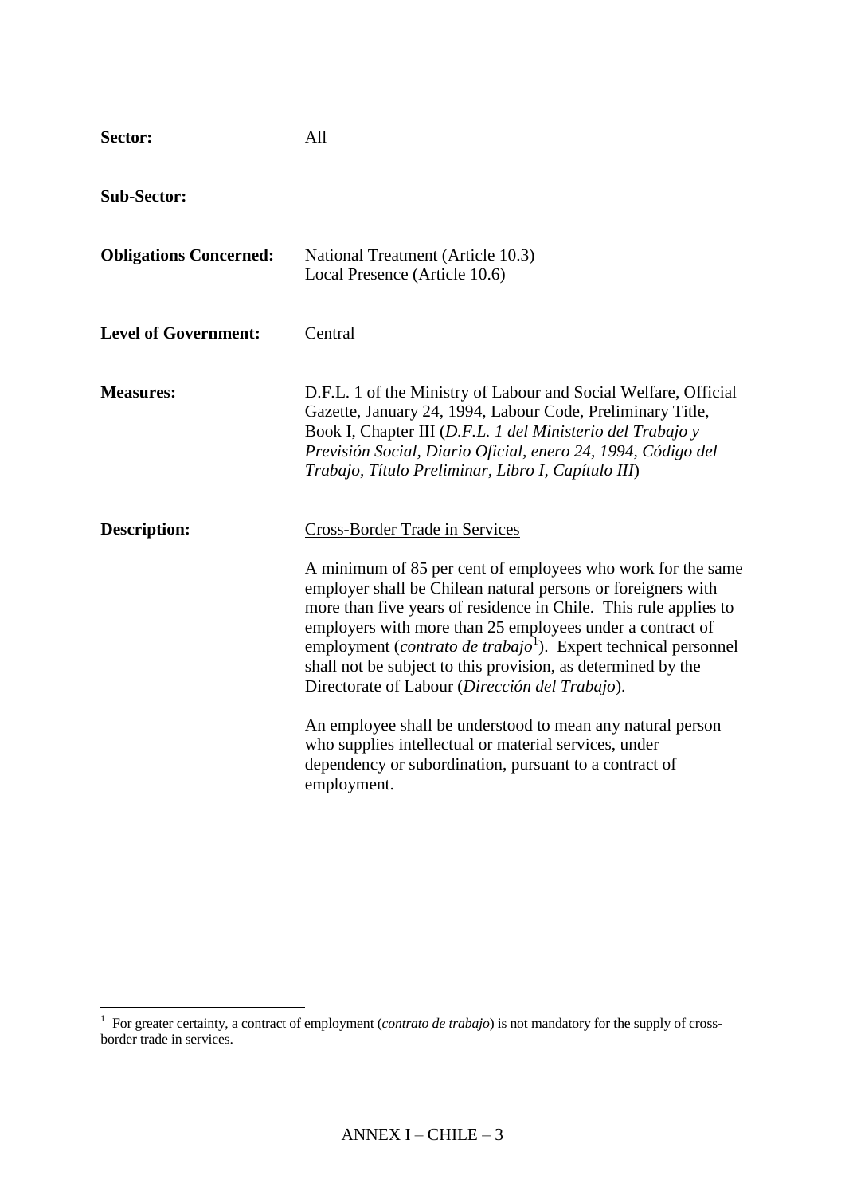**Sector:** All

**Sub-Sector:**

**Obligations Concerned:** National Treatment (Article 10.3)
Local Presence (Article 10.6)

**Level of Government:** Central

**Measures:** D.F.L. 1 of the Ministry of Labour and Social Welfare, Official Gazette, January 24, 1994, Labour Code, Preliminary Title, Book I, Chapter III (*D.F.L. 1 del Ministerio del Trabajo y Previsión Social, Diario Oficial, enero 24, 1994, Código del Trabajo, Título Preliminar, Libro I, Capítulo III*)

**Description:** Cross-Border Trade in Services

A minimum of 85 per cent of employees who work for the same employer shall be Chilean natural persons or foreigners with more than five years of residence in Chile. This rule applies to employers with more than 25 employees under a contract of employment (*contrato de trabajo*[1]). Expert technical personnel shall not be subject to this provision, as determined by the Directorate of Labour (*Dirección del Trabajo*).

An employee shall be understood to mean any natural person who supplies intellectual or material services, under dependency or subordination, pursuant to a contract of employment.

---

[1] For greater certainty, a contract of employment (*contrato de trabajo*) is not mandatory for the supply of cross-border trade in services.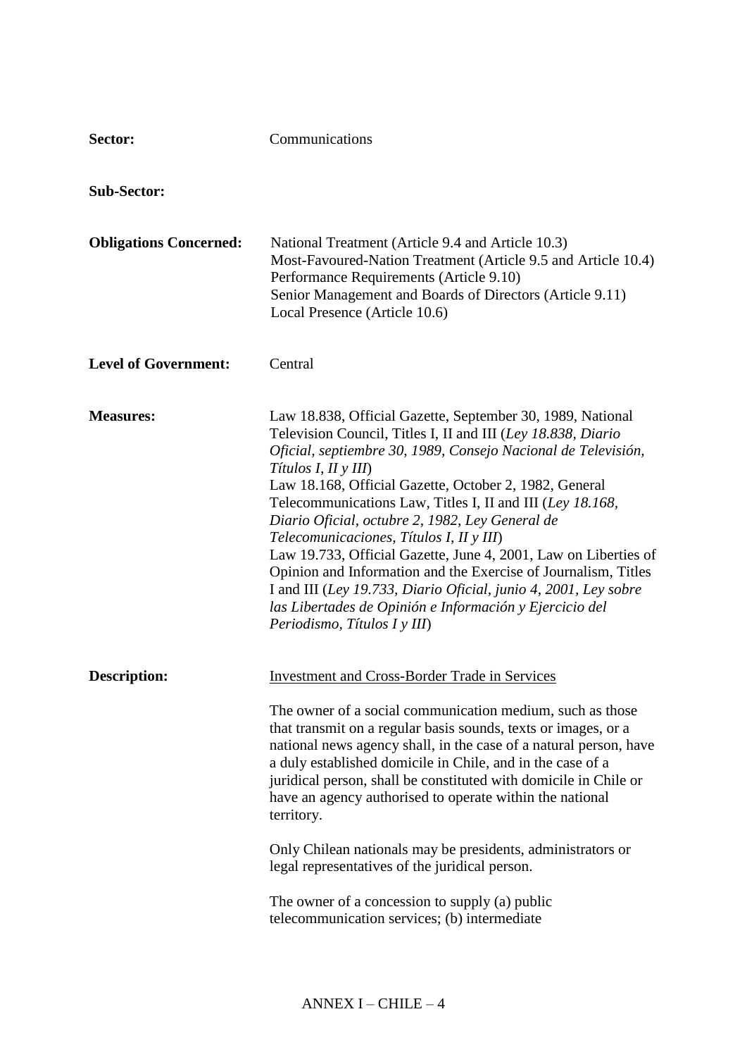**Sector:** Communications

**Sub-Sector:**

**Obligations Concerned:** National Treatment (Article 9.4 and Article 10.3)
Most-Favoured-Nation Treatment (Article 9.5 and Article 10.4)
Performance Requirements (Article 9.10)
Senior Management and Boards of Directors (Article 9.11)
Local Presence (Article 10.6)

**Level of Government:** Central

**Measures:** Law 18.838, Official Gazette, September 30, 1989, National Television Council, Titles I, II and III (*Ley 18.838, Diario Oficial, septiembre 30, 1989, Consejo Nacional de Televisión, Títulos I, II y III*)
Law 18.168, Official Gazette, October 2, 1982, General Telecommunications Law, Titles I, II and III (*Ley 18.168, Diario Oficial, octubre 2, 1982, Ley General de Telecomunicaciones, Títulos I, II y III*)
Law 19.733, Official Gazette, June 4, 2001, Law on Liberties of Opinion and Information and the Exercise of Journalism, Titles I and III (*Ley 19.733, Diario Oficial, junio 4, 2001, Ley sobre las Libertades de Opinión e Información y Ejercicio del Periodismo, Títulos I y III*)

**Description:** Investment and Cross-Border Trade in Services

The owner of a social communication medium, such as those that transmit on a regular basis sounds, texts or images, or a national news agency shall, in the case of a natural person, have a duly established domicile in Chile, and in the case of a juridical person, shall be constituted with domicile in Chile or have an agency authorised to operate within the national territory.

Only Chilean nationals may be presidents, administrators or legal representatives of the juridical person.

The owner of a concession to supply (a) public telecommunication services; (b) intermediate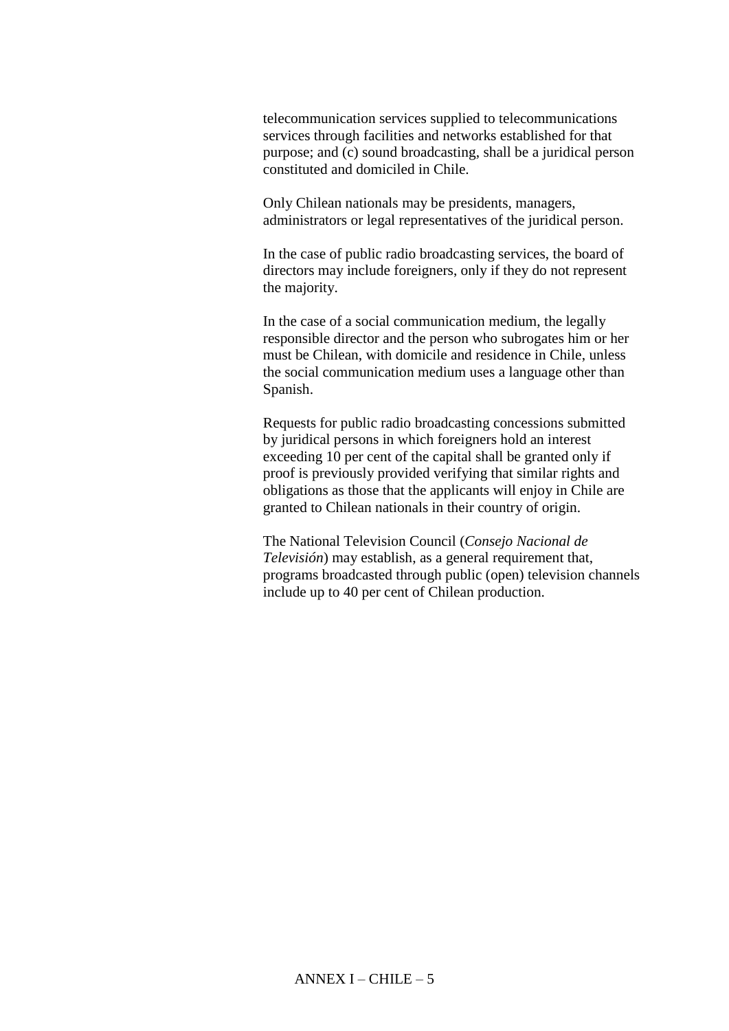telecommunication services supplied to telecommunications services through facilities and networks established for that purpose; and (c) sound broadcasting, shall be a juridical person constituted and domiciled in Chile.

Only Chilean nationals may be presidents, managers, administrators or legal representatives of the juridical person.

In the case of public radio broadcasting services, the board of directors may include foreigners, only if they do not represent the majority.

In the case of a social communication medium, the legally responsible director and the person who subrogates him or her must be Chilean, with domicile and residence in Chile, unless the social communication medium uses a language other than Spanish.

Requests for public radio broadcasting concessions submitted by juridical persons in which foreigners hold an interest exceeding 10 per cent of the capital shall be granted only if proof is previously provided verifying that similar rights and obligations as those that the applicants will enjoy in Chile are granted to Chilean nationals in their country of origin.

The National Television Council (*Consejo Nacional de Televisión*) may establish, as a general requirement that, programs broadcasted through public (open) television channels include up to 40 per cent of Chilean production.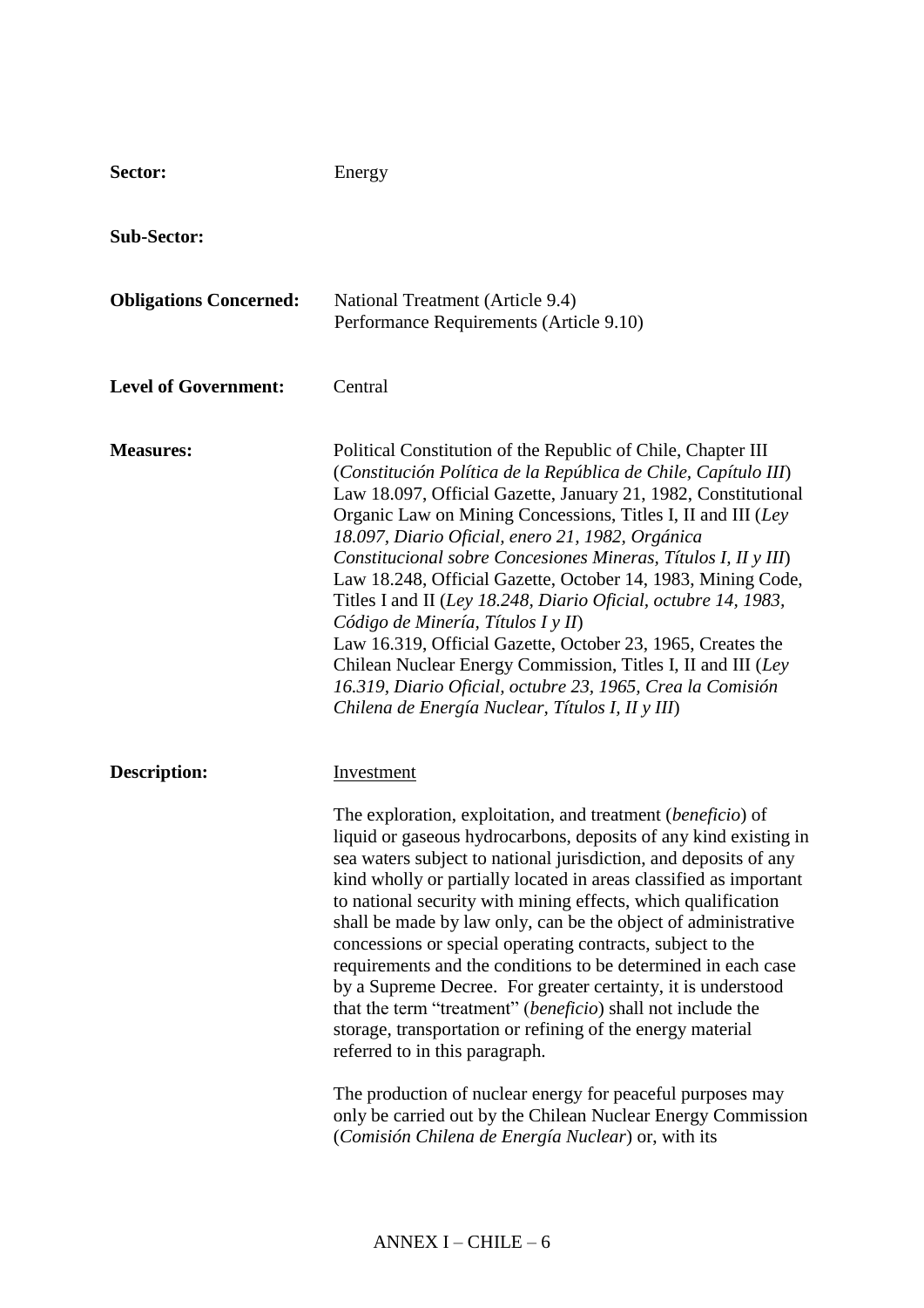| | |
|---|---|
| **Sector:** | Energy |
| **Sub-Sector:** | |
| **Obligations Concerned:** | National Treatment (Article 9.4)<br>Performance Requirements (Article 9.10) |
| **Level of Government:** | Central |
| **Measures:** | Political Constitution of the Republic of Chile, Chapter III (*Constitución Política de la República de Chile, Capítulo III*)<br>Law 18.097, Official Gazette, January 21, 1982, Constitutional Organic Law on Mining Concessions, Titles I, II and III (*Ley 18.097, Diario Oficial, enero 21, 1982, Orgánica Constitucional sobre Concesiones Mineras, Títulos I, II y III*)<br>Law 18.248, Official Gazette, October 14, 1983, Mining Code, Titles I and II (*Ley 18.248, Diario Oficial, octubre 14, 1983, Código de Minería, Títulos I y II*)<br>Law 16.319, Official Gazette, October 23, 1965, Creates the Chilean Nuclear Energy Commission, Titles I, II and III (*Ley 16.319, Diario Oficial, octubre 23, 1965, Crea la Comisión Chilena de Energía Nuclear, Títulos I, II y III*) |

**Description:**

Investment

The exploration, exploitation, and treatment (*beneficio*) of liquid or gaseous hydrocarbons, deposits of any kind existing in sea waters subject to national jurisdiction, and deposits of any kind wholly or partially located in areas classified as important to national security with mining effects, which qualification shall be made by law only, can be the object of administrative concessions or special operating contracts, subject to the requirements and the conditions to be determined in each case by a Supreme Decree. For greater certainty, it is understood that the term "treatment" (*beneficio*) shall not include the storage, transportation or refining of the energy material referred to in this paragraph.

The production of nuclear energy for peaceful purposes may only be carried out by the Chilean Nuclear Energy Commission (*Comisión Chilena de Energía Nuclear*) or, with its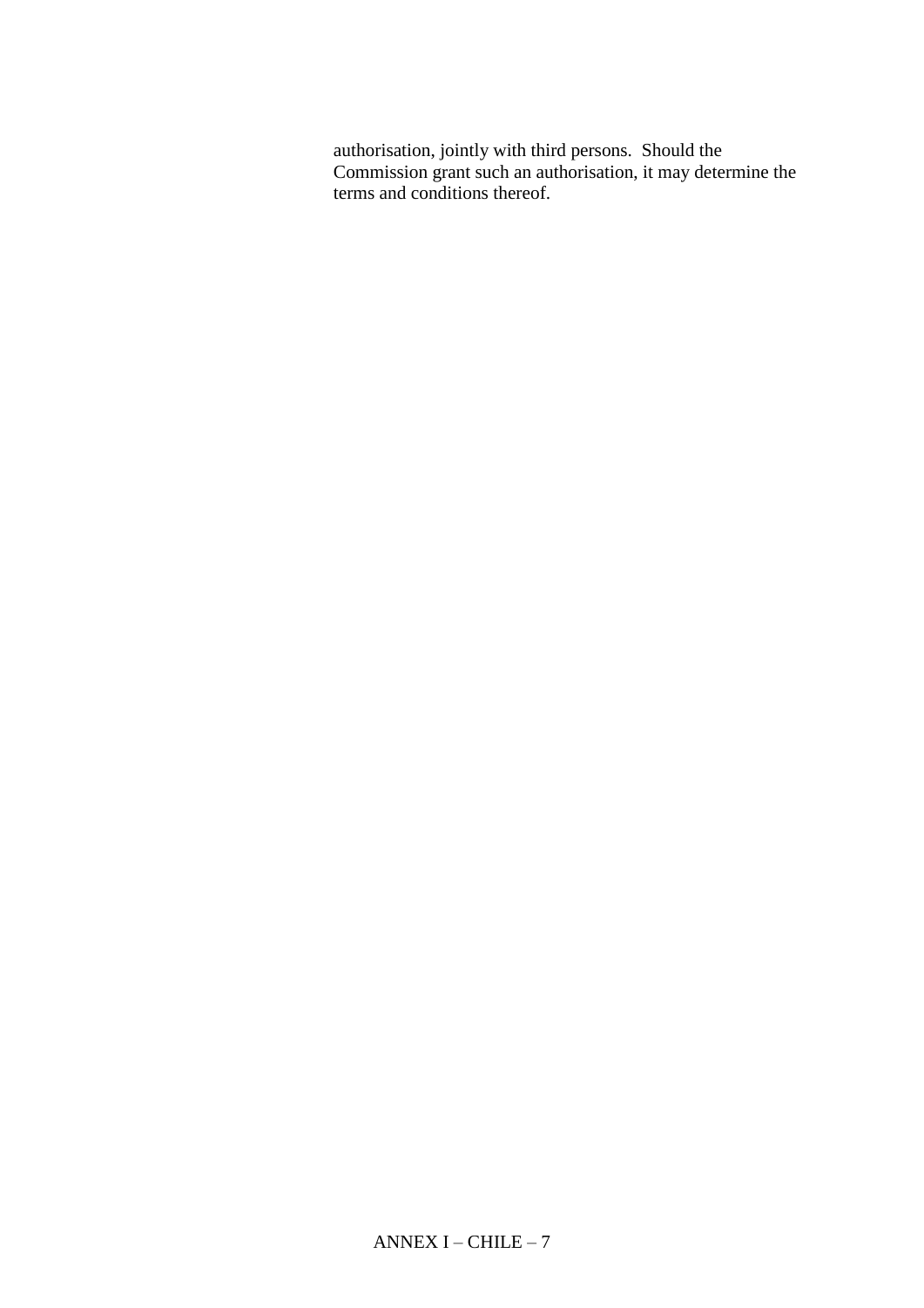authorisation, jointly with third persons. Should the Commission grant such an authorisation, it may determine the terms and conditions thereof.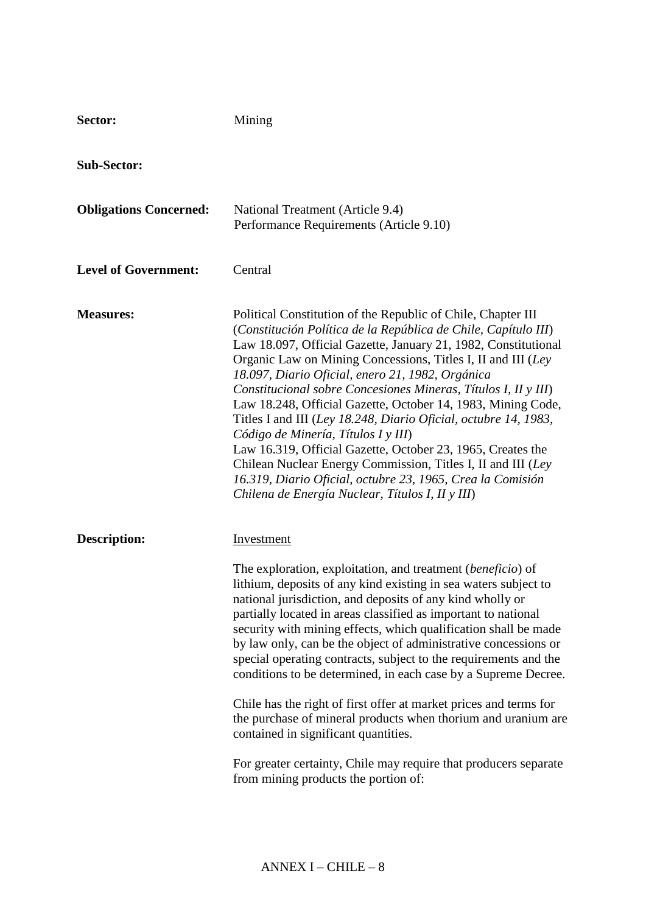**Sector:** Mining

**Sub-Sector:**

**Obligations Concerned:** National Treatment (Article 9.4)
Performance Requirements (Article 9.10)

**Level of Government:** Central

**Measures:** Political Constitution of the Republic of Chile, Chapter III (*Constitución Política de la República de Chile, Capítulo III*)
Law 18.097, Official Gazette, January 21, 1982, Constitutional Organic Law on Mining Concessions, Titles I, II and III (*Ley 18.097, Diario Oficial, enero 21, 1982, Orgánica Constitucional sobre Concesiones Mineras, Títulos I, II y III*)
Law 18.248, Official Gazette, October 14, 1983, Mining Code, Titles I and III (*Ley 18.248, Diario Oficial, octubre 14, 1983, Código de Minería, Títulos I y III*)
Law 16.319, Official Gazette, October 23, 1965, Creates the Chilean Nuclear Energy Commission, Titles I, II and III (*Ley 16.319, Diario Oficial, octubre 23, 1965, Crea la Comisión Chilena de Energía Nuclear, Títulos I, II y III*)

**Description:** Investment

The exploration, exploitation, and treatment (*beneficio*) of lithium, deposits of any kind existing in sea waters subject to national jurisdiction, and deposits of any kind wholly or partially located in areas classified as important to national security with mining effects, which qualification shall be made by law only, can be the object of administrative concessions or special operating contracts, subject to the requirements and the conditions to be determined, in each case by a Supreme Decree.

Chile has the right of first offer at market prices and terms for the purchase of mineral products when thorium and uranium are contained in significant quantities.

For greater certainty, Chile may require that producers separate from mining products the portion of: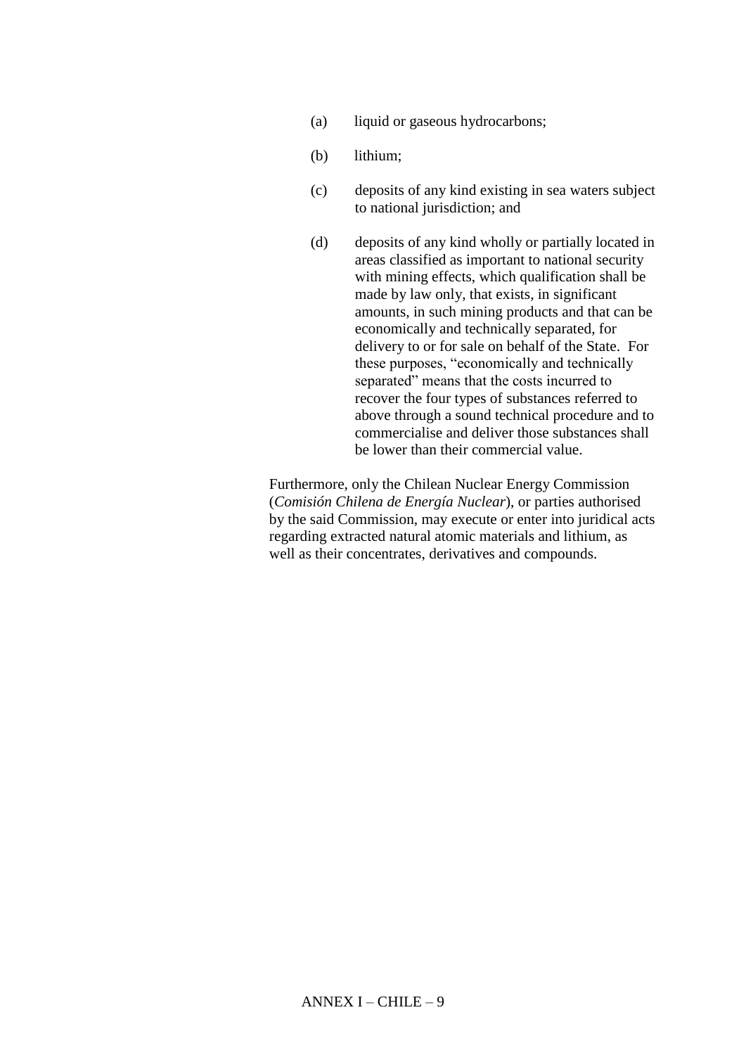(a) liquid or gaseous hydrocarbons;

(b) lithium;

(c) deposits of any kind existing in sea waters subject to national jurisdiction; and

(d) deposits of any kind wholly or partially located in areas classified as important to national security with mining effects, which qualification shall be made by law only, that exists, in significant amounts, in such mining products and that can be economically and technically separated, for delivery to or for sale on behalf of the State. For these purposes, "economically and technically separated" means that the costs incurred to recover the four types of substances referred to above through a sound technical procedure and to commercialise and deliver those substances shall be lower than their commercial value.

Furthermore, only the Chilean Nuclear Energy Commission (*Comisión Chilena de Energía Nuclear*), or parties authorised by the said Commission, may execute or enter into juridical acts regarding extracted natural atomic materials and lithium, as well as their concentrates, derivatives and compounds.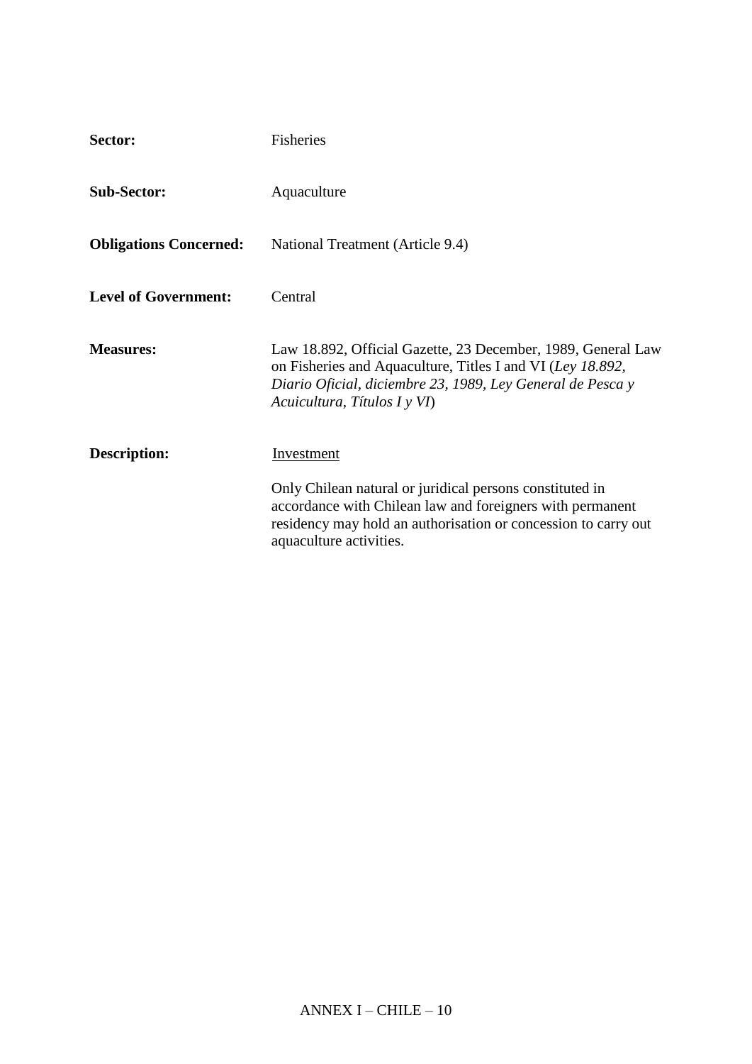**Sector:** Fisheries

**Sub-Sector:** Aquaculture

**Obligations Concerned:** National Treatment (Article 9.4)

**Level of Government:** Central

**Measures:** Law 18.892, Official Gazette, 23 December, 1989, General Law on Fisheries and Aquaculture, Titles I and VI (*Ley 18.892, Diario Oficial, diciembre 23, 1989, Ley General de Pesca y Acuicultura, Títulos I y VI*)

**Description:** Investment

Only Chilean natural or juridical persons constituted in accordance with Chilean law and foreigners with permanent residency may hold an authorisation or concession to carry out aquaculture activities.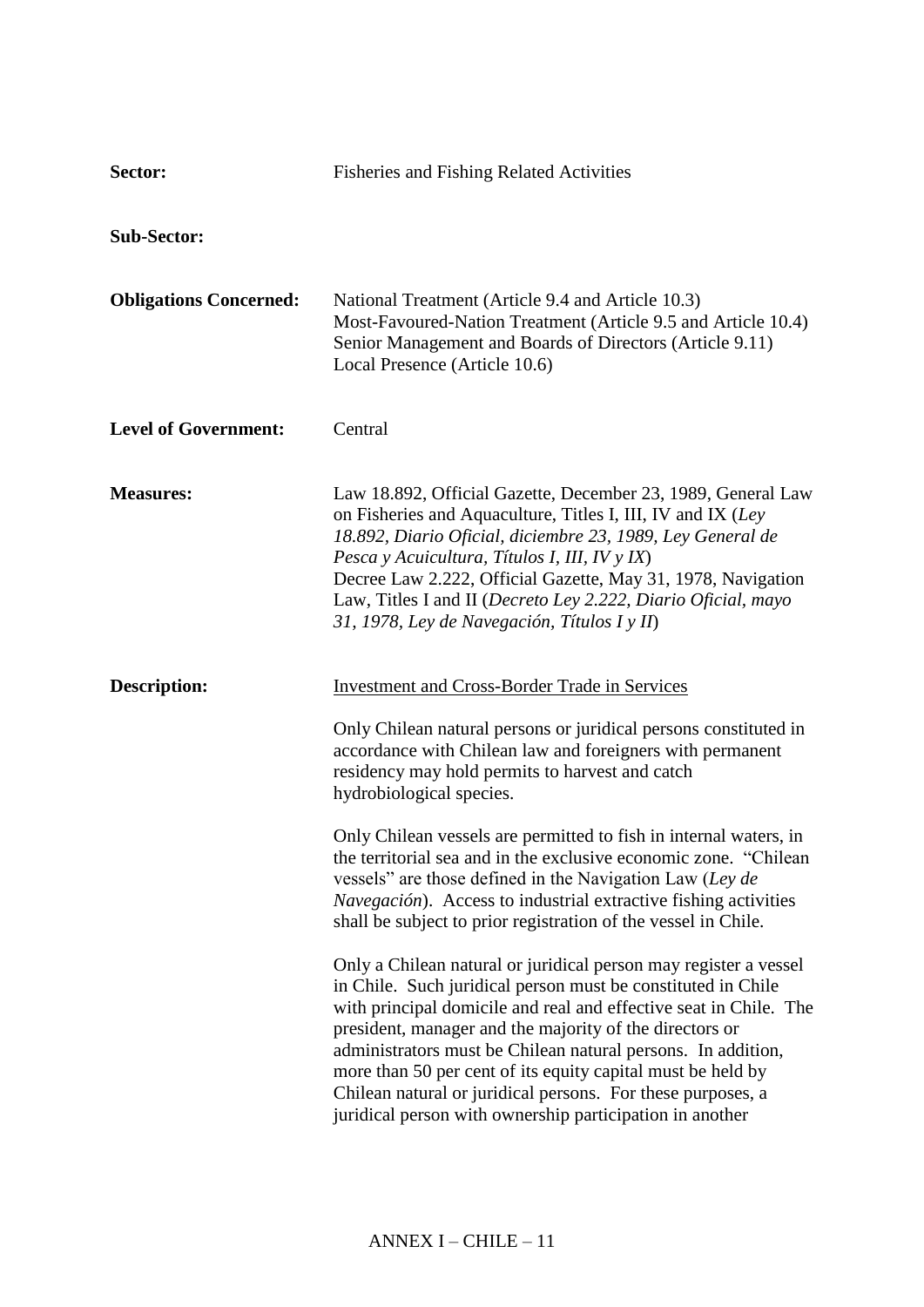**Sector:** Fisheries and Fishing Related Activities

**Sub-Sector:**

**Obligations Concerned:** National Treatment (Article 9.4 and Article 10.3)
Most-Favoured-Nation Treatment (Article 9.5 and Article 10.4)
Senior Management and Boards of Directors (Article 9.11)
Local Presence (Article 10.6)

**Level of Government:** Central

**Measures:** Law 18.892, Official Gazette, December 23, 1989, General Law on Fisheries and Aquaculture, Titles I, III, IV and IX (*Ley 18.892, Diario Oficial, diciembre 23, 1989, Ley General de Pesca y Acuicultura, Títulos I, III, IV y IX*)
Decree Law 2.222, Official Gazette, May 31, 1978, Navigation Law, Titles I and II (*Decreto Ley 2.222, Diario Oficial, mayo 31, 1978, Ley de Navegación, Títulos I y II*)

**Description:** <u>Investment and Cross-Border Trade in Services</u>

Only Chilean natural persons or juridical persons constituted in accordance with Chilean law and foreigners with permanent residency may hold permits to harvest and catch hydrobiological species.

Only Chilean vessels are permitted to fish in internal waters, in the territorial sea and in the exclusive economic zone. "Chilean vessels" are those defined in the Navigation Law (*Ley de Navegación*). Access to industrial extractive fishing activities shall be subject to prior registration of the vessel in Chile.

Only a Chilean natural or juridical person may register a vessel in Chile. Such juridical person must be constituted in Chile with principal domicile and real and effective seat in Chile. The president, manager and the majority of the directors or administrators must be Chilean natural persons. In addition, more than 50 per cent of its equity capital must be held by Chilean natural or juridical persons. For these purposes, a juridical person with ownership participation in another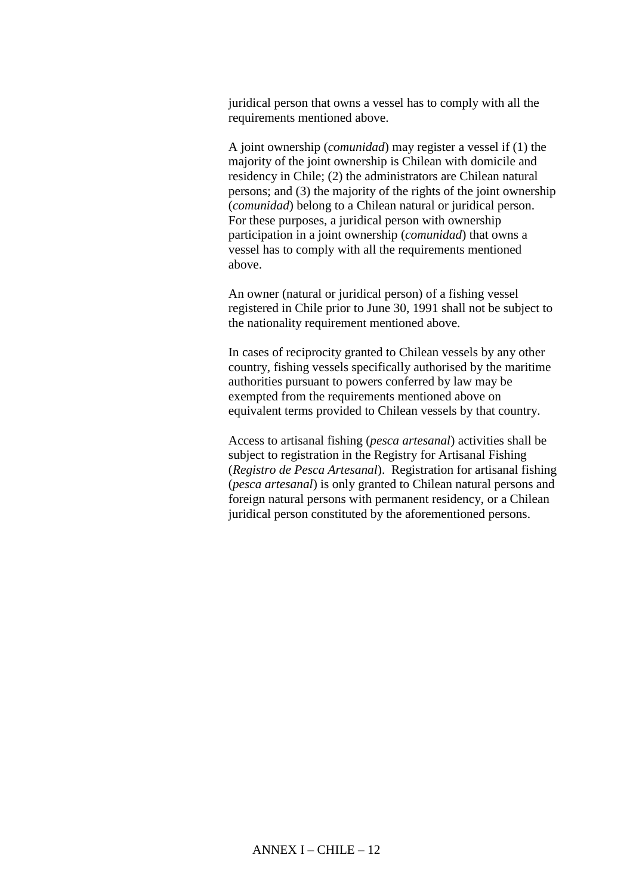juridical person that owns a vessel has to comply with all the requirements mentioned above.

A joint ownership (*comunidad*) may register a vessel if (1) the majority of the joint ownership is Chilean with domicile and residency in Chile; (2) the administrators are Chilean natural persons; and (3) the majority of the rights of the joint ownership (*comunidad*) belong to a Chilean natural or juridical person. For these purposes, a juridical person with ownership participation in a joint ownership (*comunidad*) that owns a vessel has to comply with all the requirements mentioned above.

An owner (natural or juridical person) of a fishing vessel registered in Chile prior to June 30, 1991 shall not be subject to the nationality requirement mentioned above.

In cases of reciprocity granted to Chilean vessels by any other country, fishing vessels specifically authorised by the maritime authorities pursuant to powers conferred by law may be exempted from the requirements mentioned above on equivalent terms provided to Chilean vessels by that country.

Access to artisanal fishing (*pesca artesanal*) activities shall be subject to registration in the Registry for Artisanal Fishing (*Registro de Pesca Artesanal*). Registration for artisanal fishing (*pesca artesanal*) is only granted to Chilean natural persons and foreign natural persons with permanent residency, or a Chilean juridical person constituted by the aforementioned persons.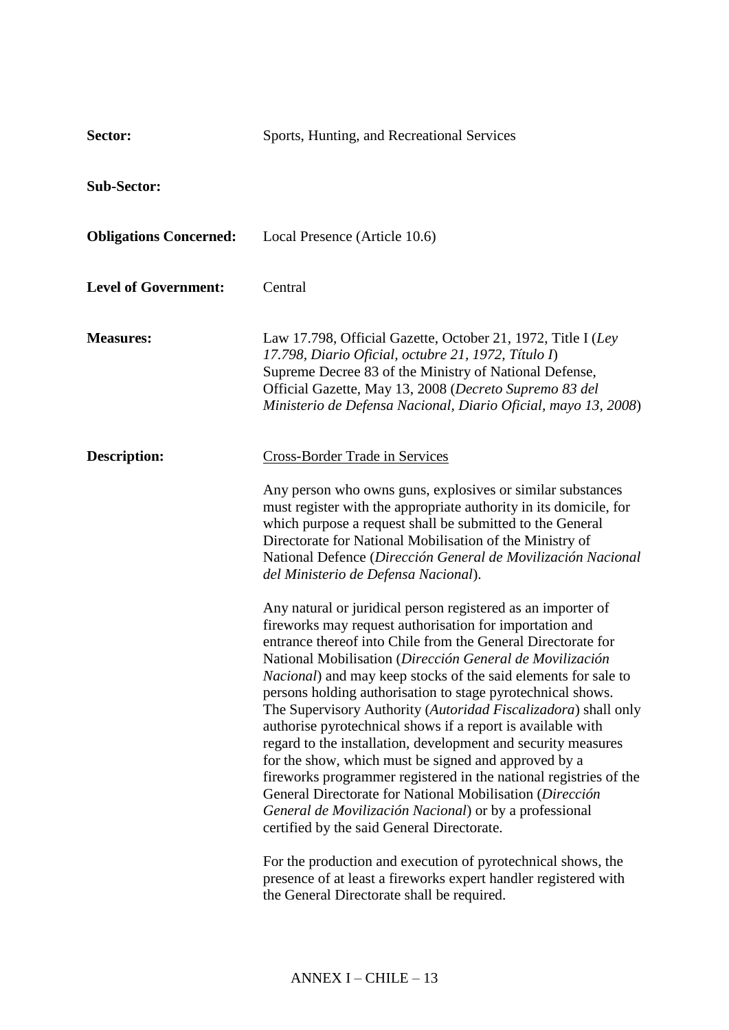**Sector:** Sports, Hunting, and Recreational Services

**Sub-Sector:**

**Obligations Concerned:** Local Presence (Article 10.6)

**Level of Government:** Central

**Measures:** Law 17.798, Official Gazette, October 21, 1972, Title I (*Ley 17.798, Diario Oficial, octubre 21, 1972, Título I*)
Supreme Decree 83 of the Ministry of National Defense, Official Gazette, May 13, 2008 (*Decreto Supremo 83 del Ministerio de Defensa Nacional, Diario Oficial, mayo 13, 2008*)

**Description:** Cross-Border Trade in Services

Any person who owns guns, explosives or similar substances must register with the appropriate authority in its domicile, for which purpose a request shall be submitted to the General Directorate for National Mobilisation of the Ministry of National Defence (*Dirección General de Movilización Nacional del Ministerio de Defensa Nacional*).

Any natural or juridical person registered as an importer of fireworks may request authorisation for importation and entrance thereof into Chile from the General Directorate for National Mobilisation (*Dirección General de Movilización Nacional*) and may keep stocks of the said elements for sale to persons holding authorisation to stage pyrotechnical shows. The Supervisory Authority (*Autoridad Fiscalizadora*) shall only authorise pyrotechnical shows if a report is available with regard to the installation, development and security measures for the show, which must be signed and approved by a fireworks programmer registered in the national registries of the General Directorate for National Mobilisation (*Dirección General de Movilización Nacional*) or by a professional certified by the said General Directorate.

For the production and execution of pyrotechnical shows, the presence of at least a fireworks expert handler registered with the General Directorate shall be required.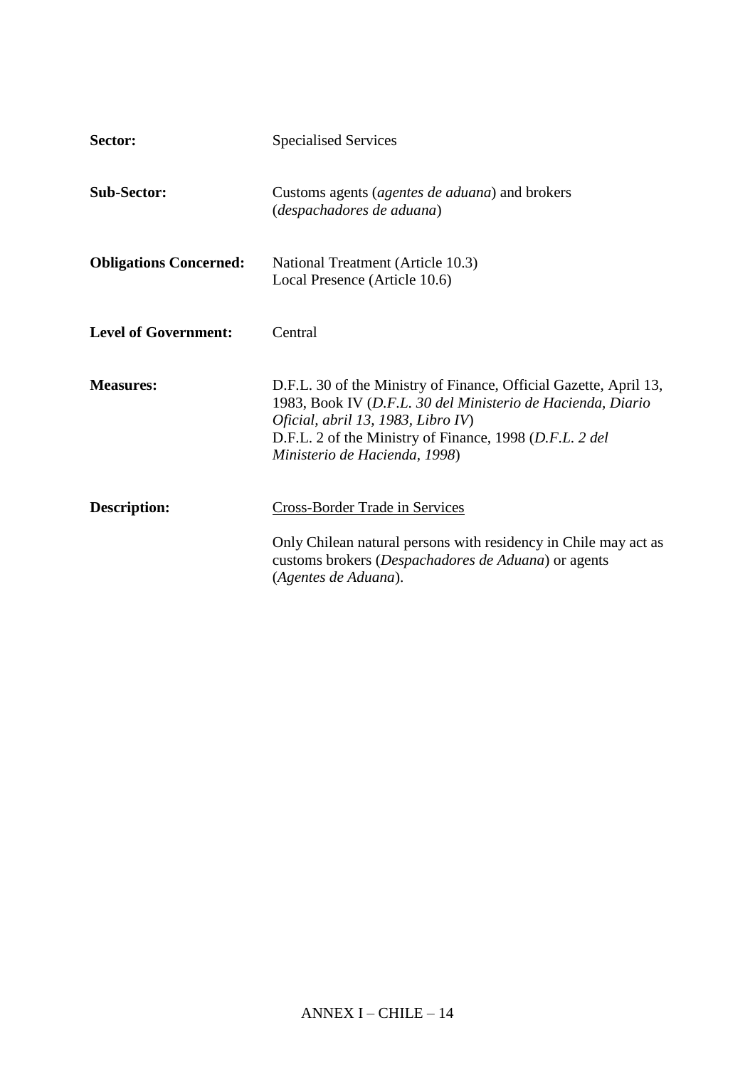| | |
|---|---|
| **Sector:** | Specialised Services |
| **Sub-Sector:** | Customs agents (*agentes de aduana*) and brokers (*despachadores de aduana*) |
| **Obligations Concerned:** | National Treatment (Article 10.3)<br>Local Presence (Article 10.6) |
| **Level of Government:** | Central |
| **Measures:** | D.F.L. 30 of the Ministry of Finance, Official Gazette, April 13, 1983, Book IV (*D.F.L. 30 del Ministerio de Hacienda, Diario Oficial, abril 13, 1983, Libro IV*)<br>D.F.L. 2 of the Ministry of Finance, 1998 (*D.F.L. 2 del Ministerio de Hacienda, 1998*) |
| **Description:** | <u>Cross-Border Trade in Services</u><br><br>Only Chilean natural persons with residency in Chile may act as customs brokers (*Despachadores de Aduana*) or agents (*Agentes de Aduana*). |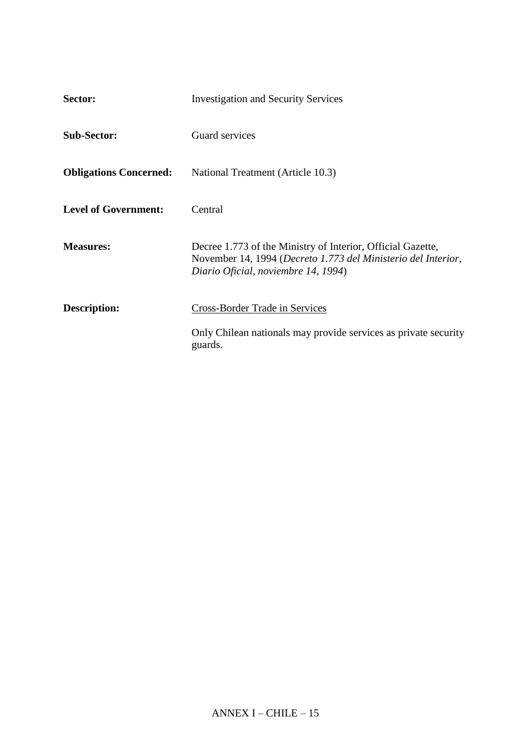**Sector:** Investigation and Security Services

**Sub-Sector:** Guard services

**Obligations Concerned:** National Treatment (Article 10.3)

**Level of Government:** Central

**Measures:** Decree 1.773 of the Ministry of Interior, Official Gazette, November 14, 1994 (*Decreto 1.773 del Ministerio del Interior, Diario Oficial, noviembre 14, 1994*)

**Description:** Cross-Border Trade in Services

Only Chilean nationals may provide services as private security guards.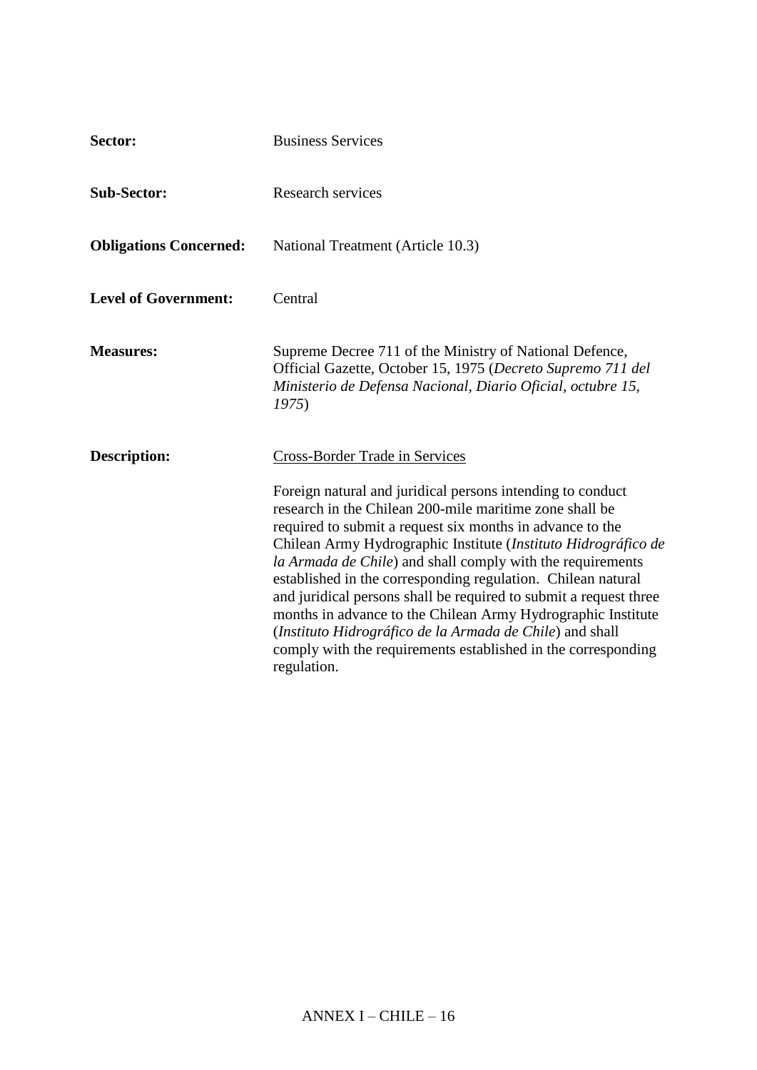**Sector:** Business Services

**Sub-Sector:** Research services

**Obligations Concerned:** National Treatment (Article 10.3)

**Level of Government:** Central

**Measures:** Supreme Decree 711 of the Ministry of National Defence, Official Gazette, October 15, 1975 (*Decreto Supremo 711 del Ministerio de Defensa Nacional, Diario Oficial, octubre 15, 1975*)

**Description:** Cross-Border Trade in Services

Foreign natural and juridical persons intending to conduct research in the Chilean 200-mile maritime zone shall be required to submit a request six months in advance to the Chilean Army Hydrographic Institute (*Instituto Hidrográfico de la Armada de Chile*) and shall comply with the requirements established in the corresponding regulation. Chilean natural and juridical persons shall be required to submit a request three months in advance to the Chilean Army Hydrographic Institute (*Instituto Hidrográfico de la Armada de Chile*) and shall comply with the requirements established in the corresponding regulation.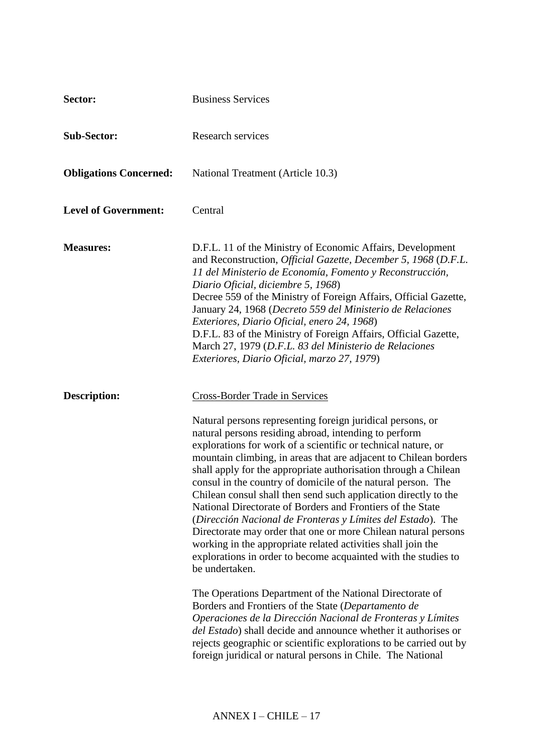**Sector:** Business Services

**Sub-Sector:** Research services

**Obligations Concerned:** National Treatment (Article 10.3)

**Level of Government:** Central

**Measures:** D.F.L. 11 of the Ministry of Economic Affairs, Development and Reconstruction, *Official Gazette, December 5, 1968* (*D.F.L. 11 del Ministerio de Economía, Fomento y Reconstrucción, Diario Oficial, diciembre 5, 1968*)
Decree 559 of the Ministry of Foreign Affairs, Official Gazette, January 24, 1968 (*Decreto 559 del Ministerio de Relaciones Exteriores, Diario Oficial, enero 24, 1968*)
D.F.L. 83 of the Ministry of Foreign Affairs, Official Gazette, March 27, 1979 (*D.F.L. 83 del Ministerio de Relaciones Exteriores, Diario Oficial, marzo 27, 1979*)

**Description:** <u>Cross-Border Trade in Services</u>

Natural persons representing foreign juridical persons, or natural persons residing abroad, intending to perform explorations for work of a scientific or technical nature, or mountain climbing, in areas that are adjacent to Chilean borders shall apply for the appropriate authorisation through a Chilean consul in the country of domicile of the natural person. The Chilean consul shall then send such application directly to the National Directorate of Borders and Frontiers of the State (*Dirección Nacional de Fronteras y Límites del Estado*). The Directorate may order that one or more Chilean natural persons working in the appropriate related activities shall join the explorations in order to become acquainted with the studies to be undertaken.

The Operations Department of the National Directorate of Borders and Frontiers of the State (*Departamento de Operaciones de la Dirección Nacional de Fronteras y Límites del Estado*) shall decide and announce whether it authorises or rejects geographic or scientific explorations to be carried out by foreign juridical or natural persons in Chile. The National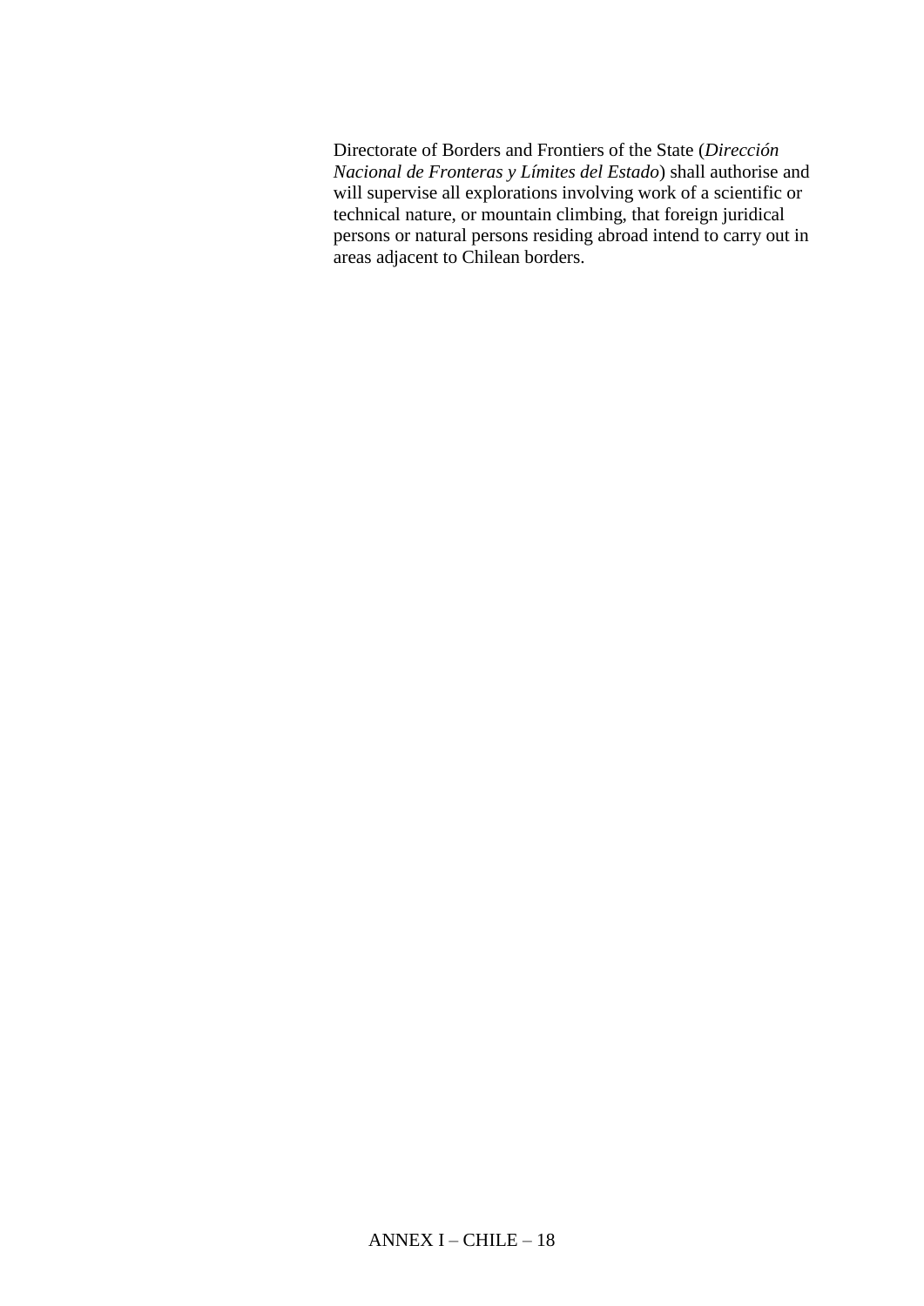Directorate of Borders and Frontiers of the State (*Dirección Nacional de Fronteras y Límites del Estado*) shall authorise and will supervise all explorations involving work of a scientific or technical nature, or mountain climbing, that foreign juridical persons or natural persons residing abroad intend to carry out in areas adjacent to Chilean borders.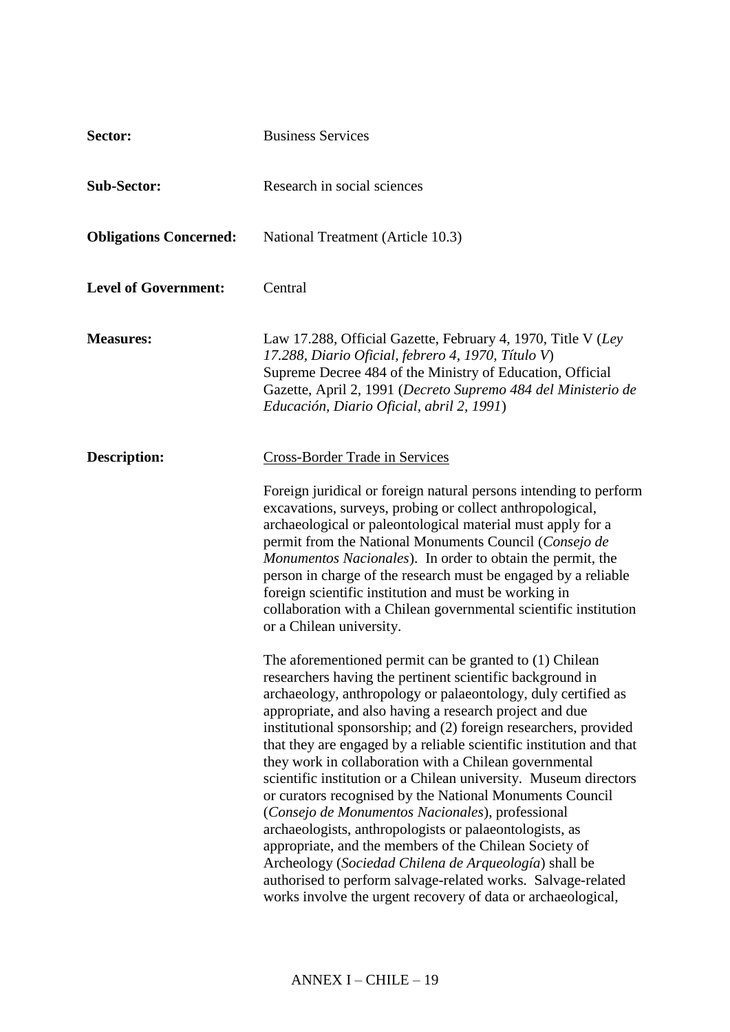**Sector:** Business Services

**Sub-Sector:** Research in social sciences

**Obligations Concerned:** National Treatment (Article 10.3)

**Level of Government:** Central

**Measures:** Law 17.288, Official Gazette, February 4, 1970, Title V (*Ley 17.288, Diario Oficial, febrero 4, 1970, Título V*)
Supreme Decree 484 of the Ministry of Education, Official Gazette, April 2, 1991 (*Decreto Supremo 484 del Ministerio de Educación, Diario Oficial, abril 2, 1991*)

**Description:** <u>Cross-Border Trade in Services</u>

Foreign juridical or foreign natural persons intending to perform excavations, surveys, probing or collect anthropological, archaeological or paleontological material must apply for a permit from the National Monuments Council (*Consejo de Monumentos Nacionales*). In order to obtain the permit, the person in charge of the research must be engaged by a reliable foreign scientific institution and must be working in collaboration with a Chilean governmental scientific institution or a Chilean university.

The aforementioned permit can be granted to (1) Chilean researchers having the pertinent scientific background in archaeology, anthropology or palaeontology, duly certified as appropriate, and also having a research project and due institutional sponsorship; and (2) foreign researchers, provided that they are engaged by a reliable scientific institution and that they work in collaboration with a Chilean governmental scientific institution or a Chilean university. Museum directors or curators recognised by the National Monuments Council (*Consejo de Monumentos Nacionales*), professional archaeologists, anthropologists or palaeontologists, as appropriate, and the members of the Chilean Society of Archeology (*Sociedad Chilena de Arqueología*) shall be authorised to perform salvage-related works. Salvage-related works involve the urgent recovery of data or archaeological,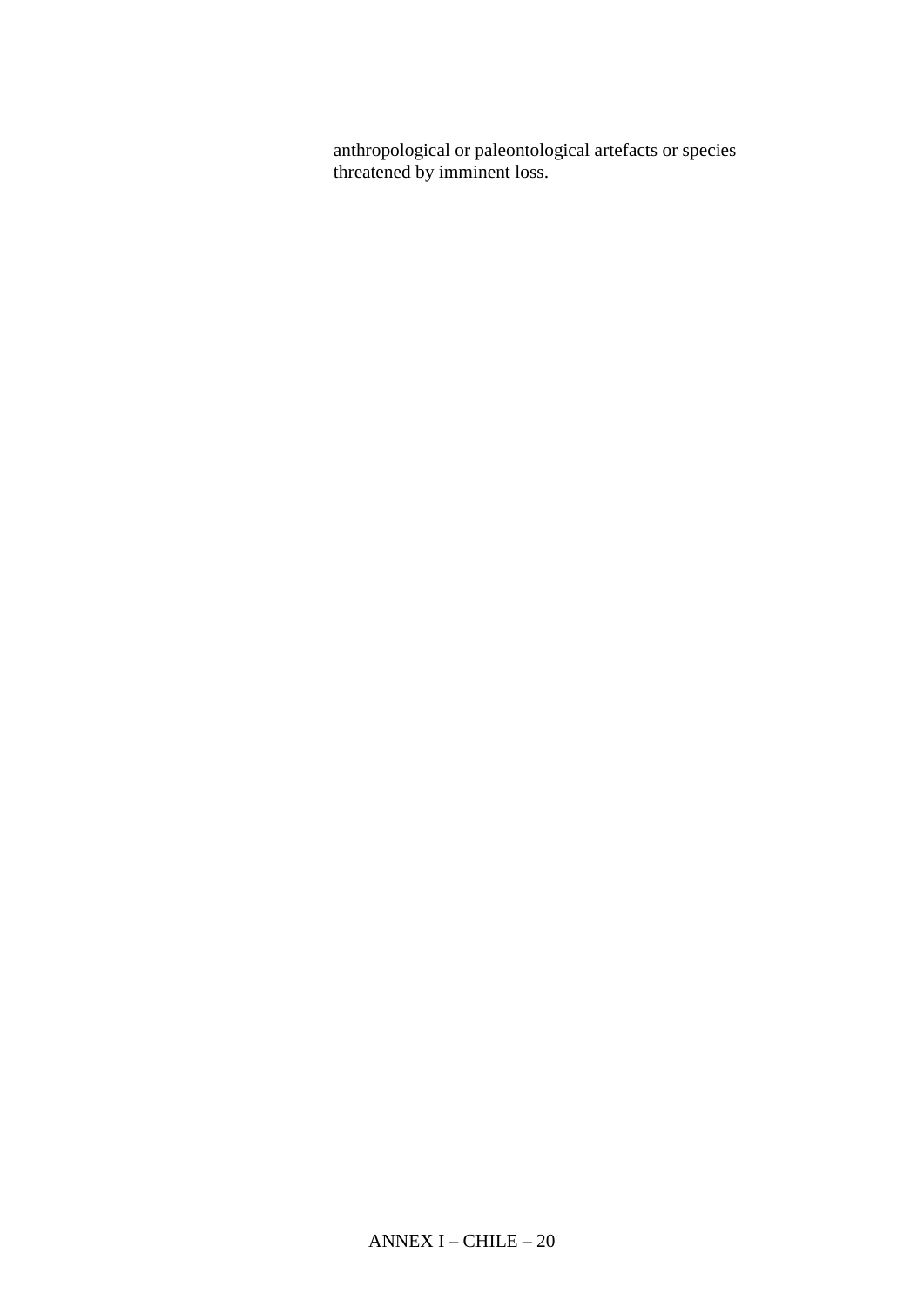anthropological or paleontological artefacts or species threatened by imminent loss.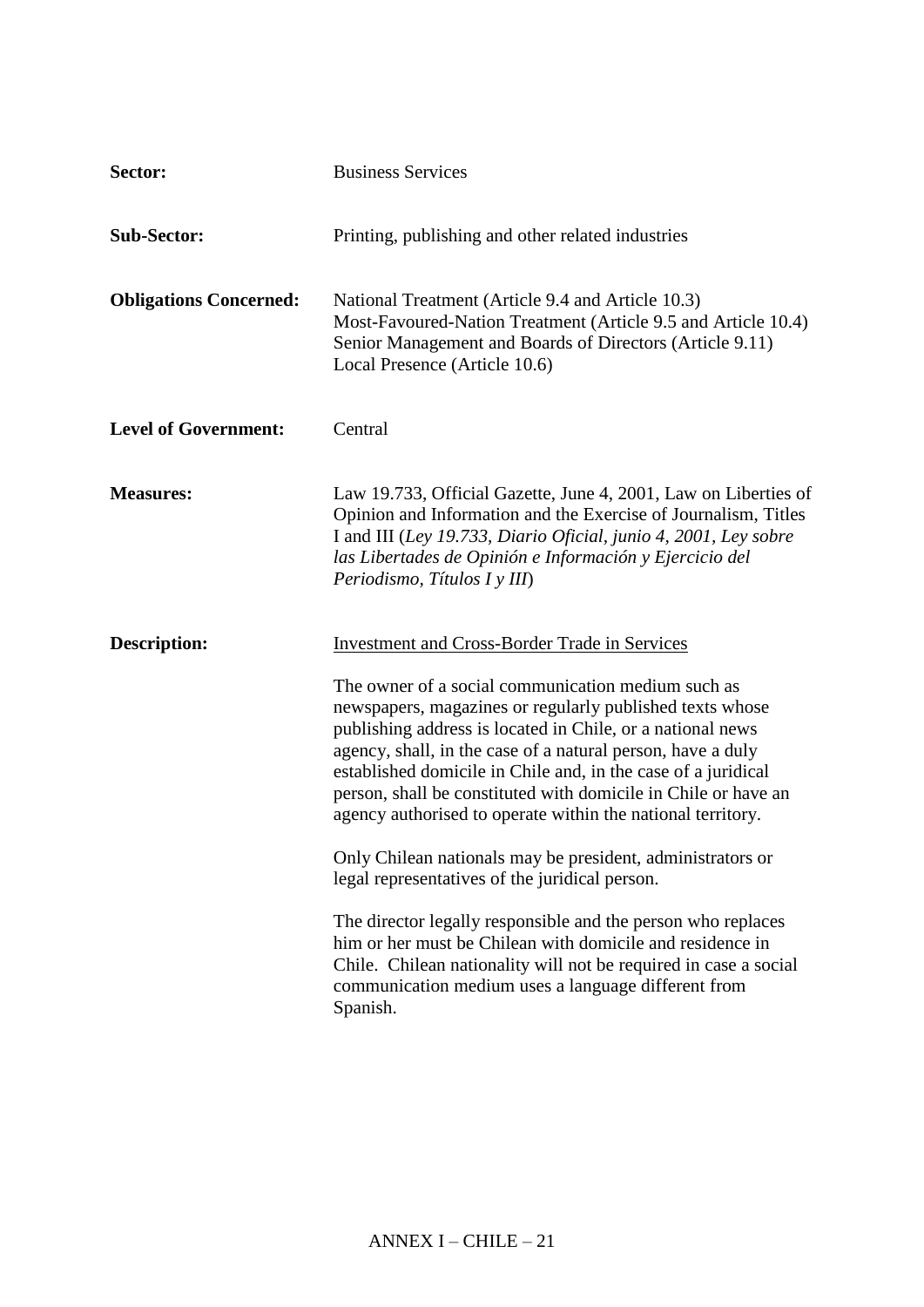**Sector:** Business Services

**Sub-Sector:** Printing, publishing and other related industries

**Obligations Concerned:** National Treatment (Article 9.4 and Article 10.3)
Most-Favoured-Nation Treatment (Article 9.5 and Article 10.4)
Senior Management and Boards of Directors (Article 9.11)
Local Presence (Article 10.6)

**Level of Government:** Central

**Measures:** Law 19.733, Official Gazette, June 4, 2001, Law on Liberties of Opinion and Information and the Exercise of Journalism, Titles I and III (*Ley 19.733, Diario Oficial, junio 4, 2001, Ley sobre las Libertades de Opinión e Información y Ejercicio del Periodismo, Títulos I y III*)

**Description:** <u>Investment and Cross-Border Trade in Services</u>

The owner of a social communication medium such as newspapers, magazines or regularly published texts whose publishing address is located in Chile, or a national news agency, shall, in the case of a natural person, have a duly established domicile in Chile and, in the case of a juridical person, shall be constituted with domicile in Chile or have an agency authorised to operate within the national territory.

Only Chilean nationals may be president, administrators or legal representatives of the juridical person.

The director legally responsible and the person who replaces him or her must be Chilean with domicile and residence in Chile. Chilean nationality will not be required in case a social communication medium uses a language different from Spanish.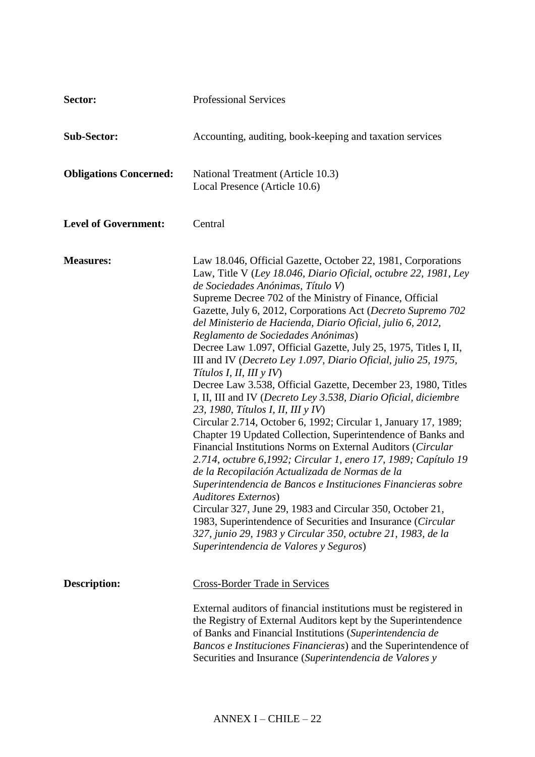**Sector:** Professional Services

**Sub-Sector:** Accounting, auditing, book-keeping and taxation services

**Obligations Concerned:** National Treatment (Article 10.3)
Local Presence (Article 10.6)

**Level of Government:** Central

**Measures:** Law 18.046, Official Gazette, October 22, 1981, Corporations Law, Title V (*Ley 18.046, Diario Oficial, octubre 22, 1981, Ley de Sociedades Anónimas, Título V*)
Supreme Decree 702 of the Ministry of Finance, Official Gazette, July 6, 2012, Corporations Act (*Decreto Supremo 702 del Ministerio de Hacienda, Diario Oficial, julio 6, 2012, Reglamento de Sociedades Anónimas*)
Decree Law 1.097, Official Gazette, July 25, 1975, Titles I, II, III and IV (*Decreto Ley 1.097, Diario Oficial, julio 25, 1975, Títulos I, II, III y IV*)
Decree Law 3.538, Official Gazette, December 23, 1980, Titles I, II, III and IV (*Decreto Ley 3.538, Diario Oficial, diciembre 23, 1980, Títulos I, II, III y IV*)
Circular 2.714, October 6, 1992; Circular 1, January 17, 1989; Chapter 19 Updated Collection, Superintendence of Banks and Financial Institutions Norms on External Auditors (*Circular 2.714, octubre 6,1992; Circular 1, enero 17, 1989; Capítulo 19 de la Recopilación Actualizada de Normas de la Superintendencia de Bancos e Instituciones Financieras sobre Auditores Externos*)
Circular 327, June 29, 1983 and Circular 350, October 21, 1983, Superintendence of Securities and Insurance (*Circular 327, junio 29, 1983 y Circular 350, octubre 21, 1983, de la Superintendencia de Valores y Seguros*)

**Description:** Cross-Border Trade in Services

External auditors of financial institutions must be registered in the Registry of External Auditors kept by the Superintendence of Banks and Financial Institutions (*Superintendencia de Bancos e Instituciones Financieras*) and the Superintendence of Securities and Insurance (*Superintendencia de Valores y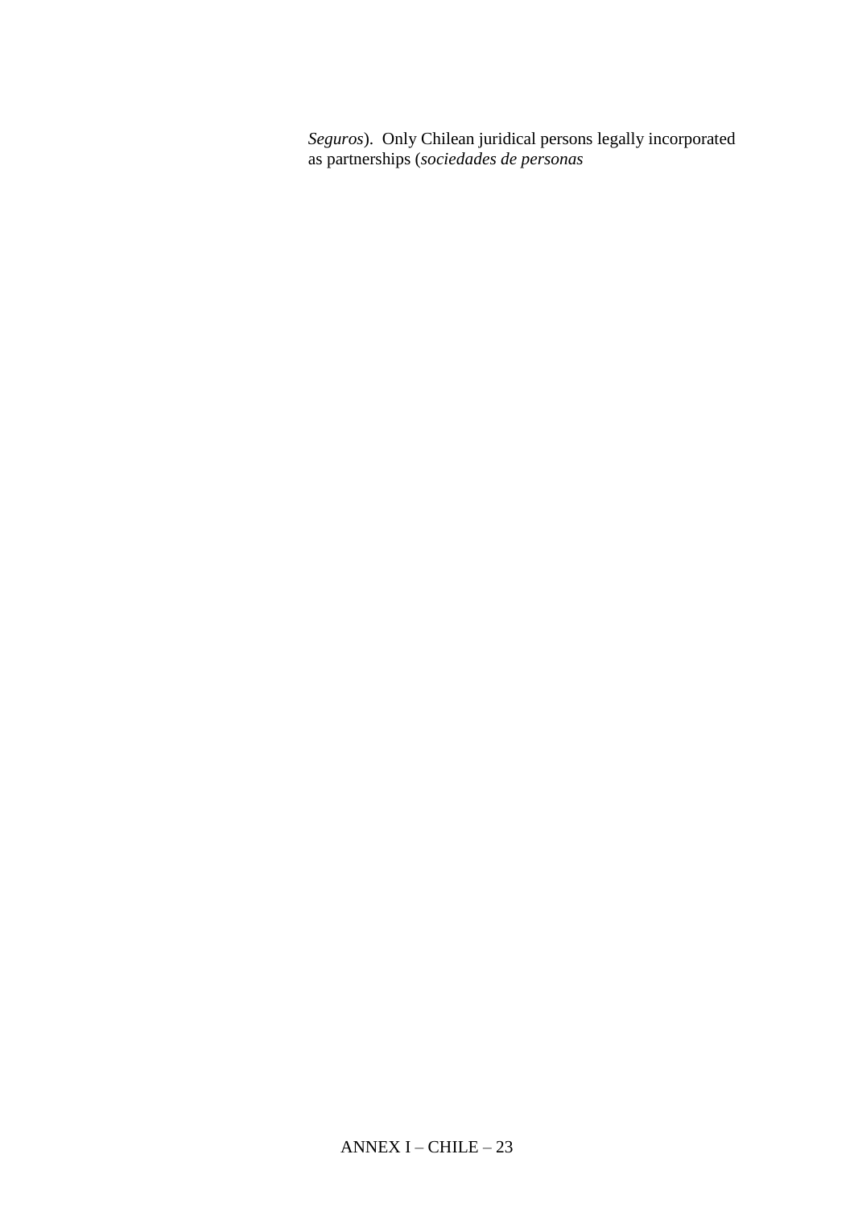*Seguros*). Only Chilean juridical persons legally incorporated as partnerships (*sociedades de personas*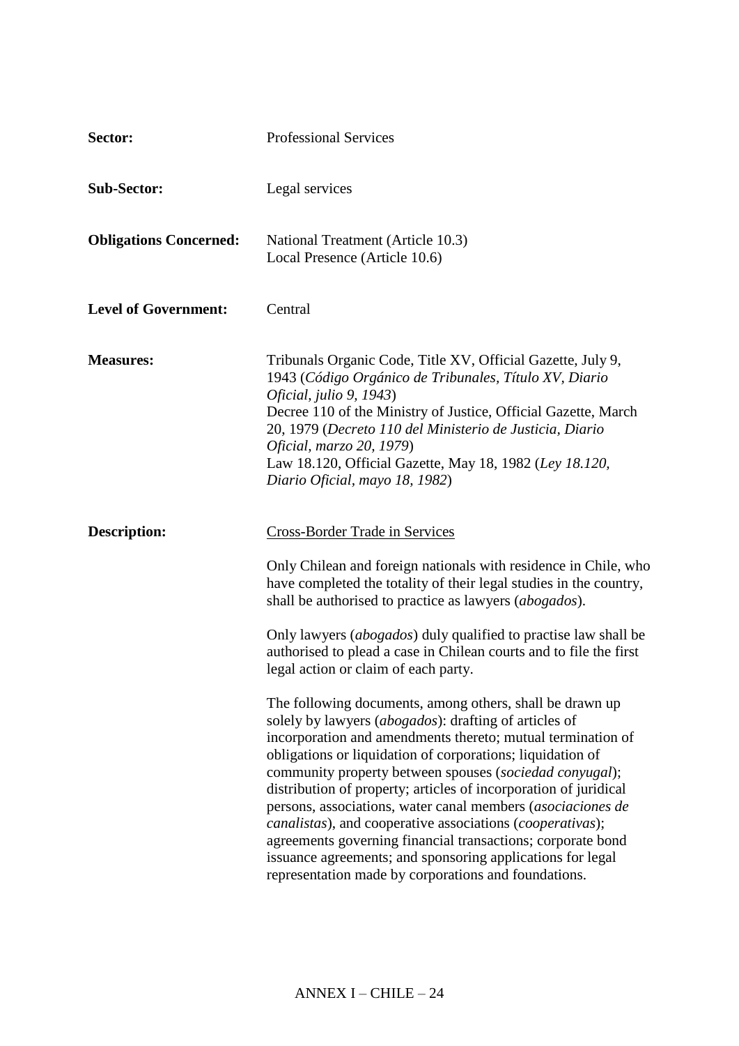**Sector:** Professional Services

**Sub-Sector:** Legal services

**Obligations Concerned:** National Treatment (Article 10.3)
Local Presence (Article 10.6)

**Level of Government:** Central

**Measures:** Tribunals Organic Code, Title XV, Official Gazette, July 9, 1943 (*Código Orgánico de Tribunales, Título XV, Diario Oficial, julio 9, 1943*)
Decree 110 of the Ministry of Justice, Official Gazette, March 20, 1979 (*Decreto 110 del Ministerio de Justicia, Diario Oficial, marzo 20, 1979*)
Law 18.120, Official Gazette, May 18, 1982 (*Ley 18.120, Diario Oficial, mayo 18, 1982*)

**Description:** Cross-Border Trade in Services

Only Chilean and foreign nationals with residence in Chile, who have completed the totality of their legal studies in the country, shall be authorised to practice as lawyers (*abogados*).

Only lawyers (*abogados*) duly qualified to practise law shall be authorised to plead a case in Chilean courts and to file the first legal action or claim of each party.

The following documents, among others, shall be drawn up solely by lawyers (*abogados*): drafting of articles of incorporation and amendments thereto; mutual termination of obligations or liquidation of corporations; liquidation of community property between spouses (*sociedad conyugal*); distribution of property; articles of incorporation of juridical persons, associations, water canal members (*asociaciones de canalistas*), and cooperative associations (*cooperativas*); agreements governing financial transactions; corporate bond issuance agreements; and sponsoring applications for legal representation made by corporations and foundations.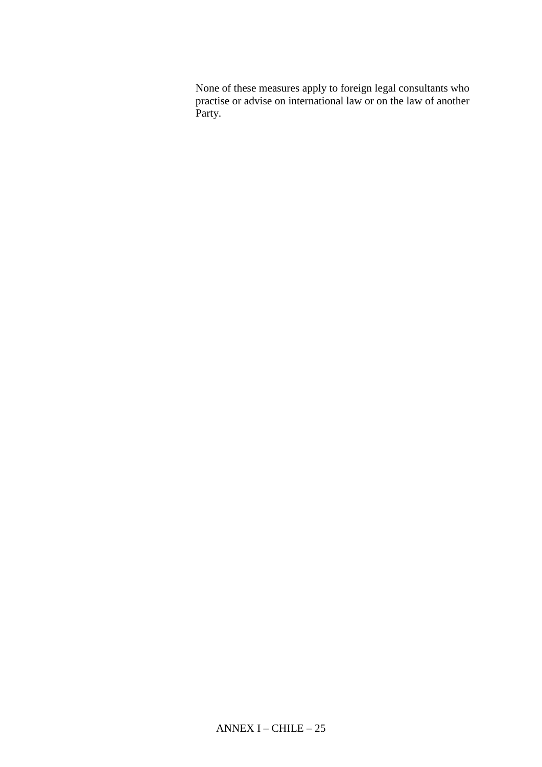None of these measures apply to foreign legal consultants who practise or advise on international law or on the law of another Party.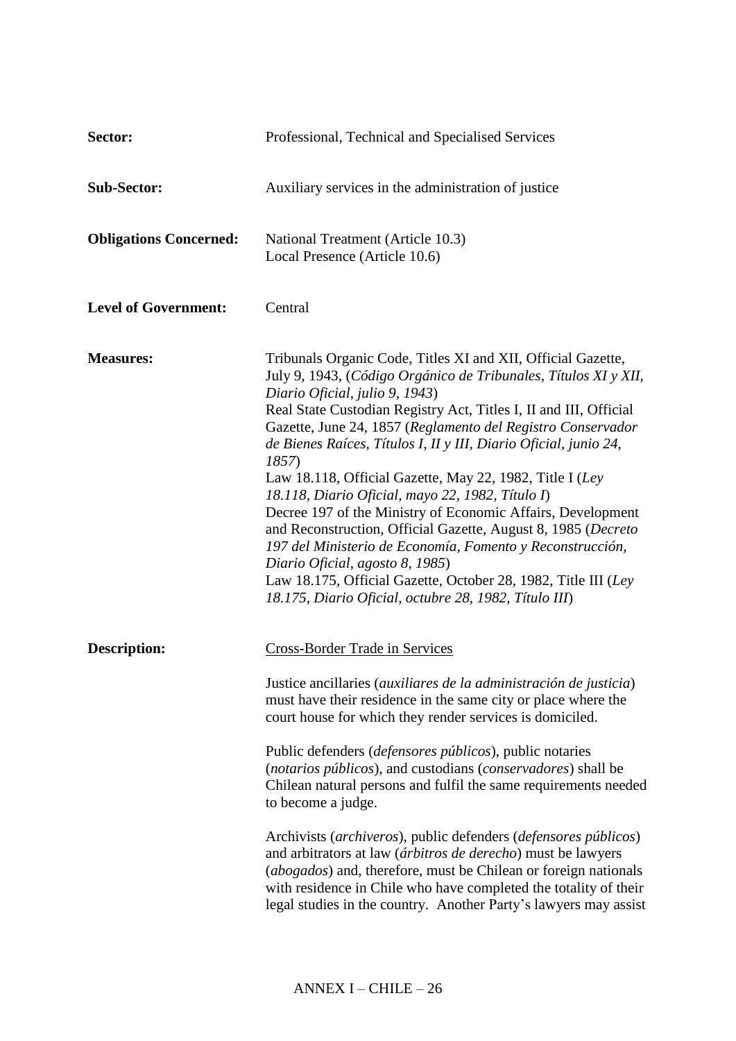**Sector:** Professional, Technical and Specialised Services

**Sub-Sector:** Auxiliary services in the administration of justice

**Obligations Concerned:** National Treatment (Article 10.3)
Local Presence (Article 10.6)

**Level of Government:** Central

**Measures:** Tribunals Organic Code, Titles XI and XII, Official Gazette, July 9, 1943, (*Código Orgánico de Tribunales, Títulos XI y XII, Diario Oficial, julio 9, 1943*)
Real State Custodian Registry Act, Titles I, II and III, Official Gazette, June 24, 1857 (*Reglamento del Registro Conservador de Bienes Raíces, Títulos I, II y III, Diario Oficial, junio 24, 1857*)
Law 18.118, Official Gazette, May 22, 1982, Title I (*Ley 18.118, Diario Oficial, mayo 22, 1982, Título I*)
Decree 197 of the Ministry of Economic Affairs, Development and Reconstruction, Official Gazette, August 8, 1985 (*Decreto 197 del Ministerio de Economía, Fomento y Reconstrucción, Diario Oficial, agosto 8, 1985*)
Law 18.175, Official Gazette, October 28, 1982, Title III (*Ley 18.175, Diario Oficial, octubre 28, 1982, Título III*)

**Description:** <u>Cross-Border Trade in Services</u>

Justice ancillaries (*auxiliares de la administración de justicia*) must have their residence in the same city or place where the court house for which they render services is domiciled.

Public defenders (*defensores públicos*), public notaries (*notarios públicos*), and custodians (*conservadores*) shall be Chilean natural persons and fulfil the same requirements needed to become a judge.

Archivists (*archiveros*), public defenders (*defensores públicos*) and arbitrators at law (*árbitros de derecho*) must be lawyers (*abogados*) and, therefore, must be Chilean or foreign nationals with residence in Chile who have completed the totality of their legal studies in the country. Another Party's lawyers may assist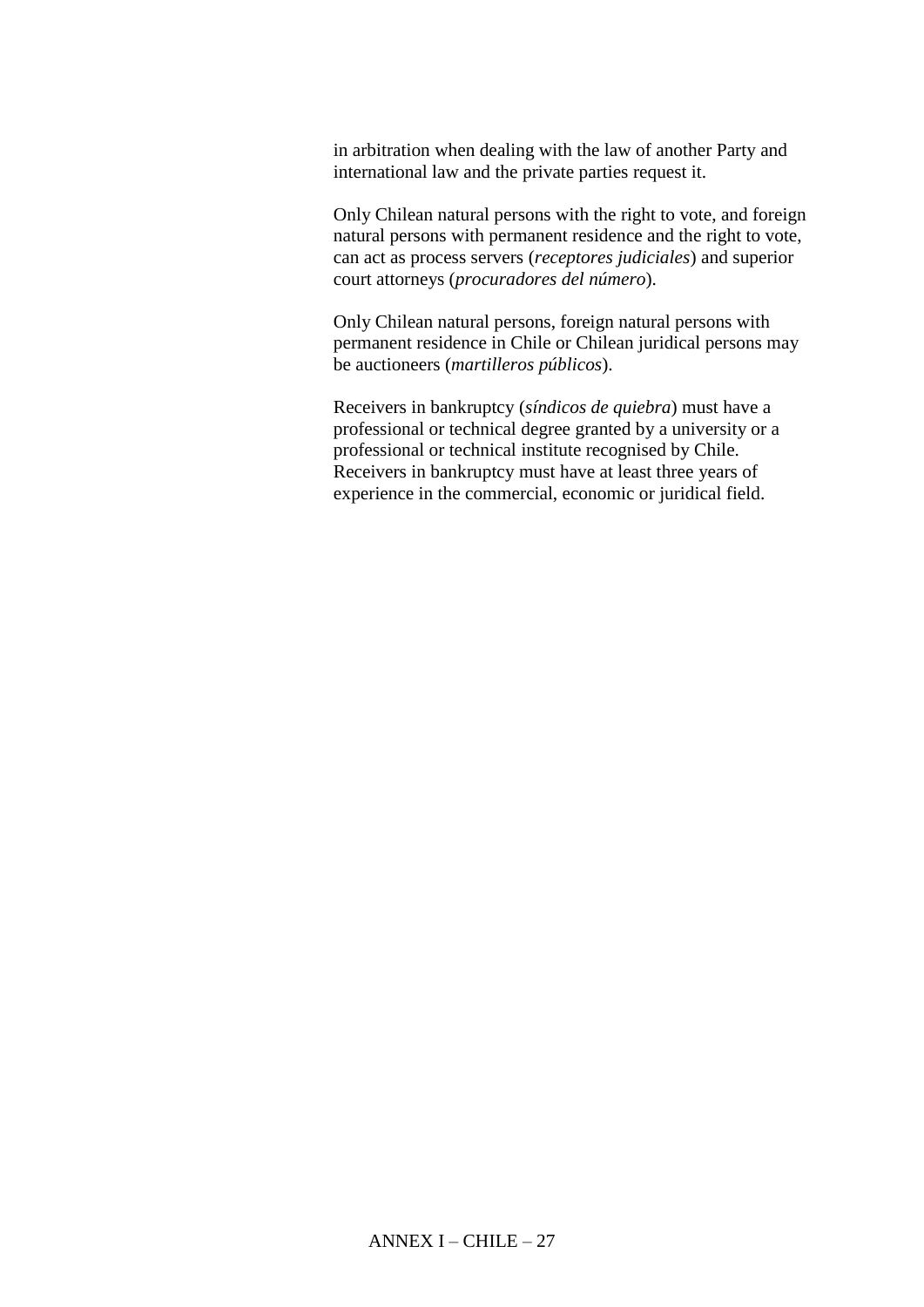in arbitration when dealing with the law of another Party and international law and the private parties request it.

Only Chilean natural persons with the right to vote, and foreign natural persons with permanent residence and the right to vote, can act as process servers (*receptores judiciales*) and superior court attorneys (*procuradores del número*).

Only Chilean natural persons, foreign natural persons with permanent residence in Chile or Chilean juridical persons may be auctioneers (*martilleros públicos*).

Receivers in bankruptcy (*síndicos de quiebra*) must have a professional or technical degree granted by a university or a professional or technical institute recognised by Chile. Receivers in bankruptcy must have at least three years of experience in the commercial, economic or juridical field.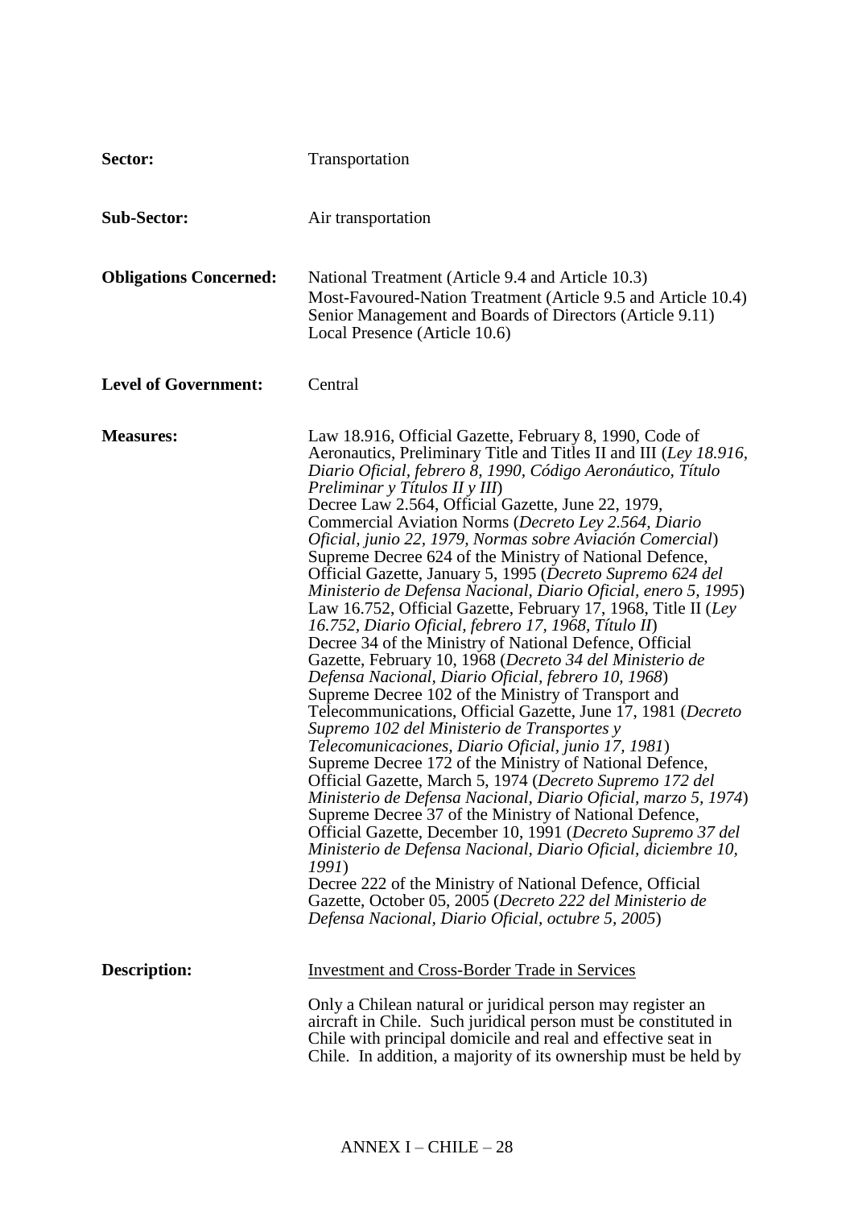**Sector:** Transportation

**Sub-Sector:** Air transportation

**Obligations Concerned:** National Treatment (Article 9.4 and Article 10.3)
Most-Favoured-Nation Treatment (Article 9.5 and Article 10.4)
Senior Management and Boards of Directors (Article 9.11)
Local Presence (Article 10.6)

**Level of Government:** Central

**Measures:** Law 18.916, Official Gazette, February 8, 1990, Code of Aeronautics, Preliminary Title and Titles II and III (*Ley 18.916, Diario Oficial, febrero 8, 1990, Código Aeronáutico, Título Preliminar y Títulos II y III*)
Decree Law 2.564, Official Gazette, June 22, 1979, Commercial Aviation Norms (*Decreto Ley 2.564, Diario Oficial, junio 22, 1979, Normas sobre Aviación Comercial*)
Supreme Decree 624 of the Ministry of National Defence, Official Gazette, January 5, 1995 (*Decreto Supremo 624 del Ministerio de Defensa Nacional, Diario Oficial, enero 5, 1995*)
Law 16.752, Official Gazette, February 17, 1968, Title II (*Ley 16.752, Diario Oficial, febrero 17, 1968, Título II*)
Decree 34 of the Ministry of National Defence, Official Gazette, February 10, 1968 (*Decreto 34 del Ministerio de Defensa Nacional, Diario Oficial, febrero 10, 1968*)
Supreme Decree 102 of the Ministry of Transport and Telecommunications, Official Gazette, June 17, 1981 (*Decreto Supremo 102 del Ministerio de Transportes y Telecomunicaciones, Diario Oficial, junio 17, 1981*)
Supreme Decree 172 of the Ministry of National Defence, Official Gazette, March 5, 1974 (*Decreto Supremo 172 del Ministerio de Defensa Nacional, Diario Oficial, marzo 5, 1974*)
Supreme Decree 37 of the Ministry of National Defence, Official Gazette, December 10, 1991 (*Decreto Supremo 37 del Ministerio de Defensa Nacional, Diario Oficial, diciembre 10, 1991*)
Decree 222 of the Ministry of National Defence, Official Gazette, October 05, 2005 (*Decreto 222 del Ministerio de Defensa Nacional, Diario Oficial, octubre 5, 2005*)

**Description:** <u>Investment and Cross-Border Trade in Services</u>

Only a Chilean natural or juridical person may register an aircraft in Chile. Such juridical person must be constituted in Chile with principal domicile and real and effective seat in Chile. In addition, a majority of its ownership must be held by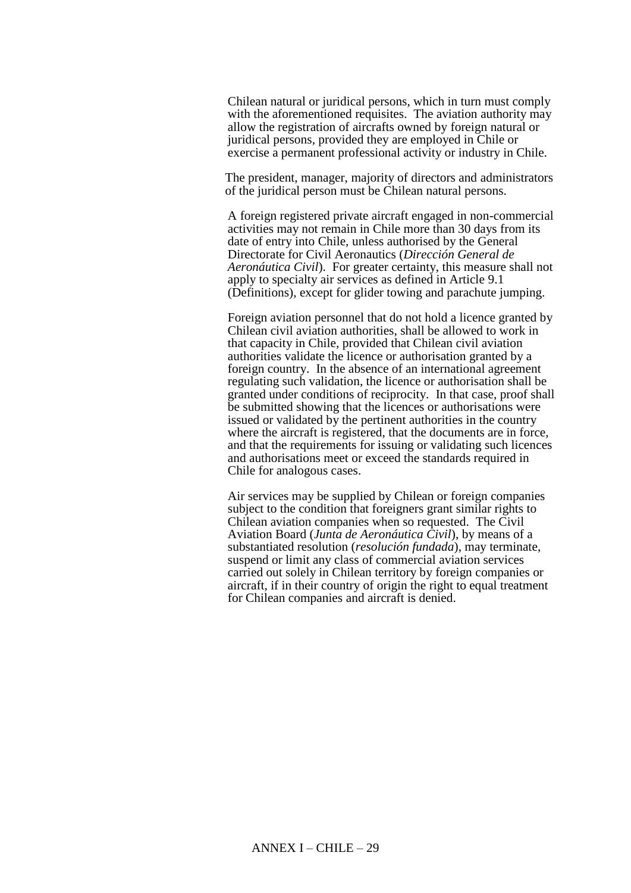Chilean natural or juridical persons, which in turn must comply with the aforementioned requisites. The aviation authority may allow the registration of aircrafts owned by foreign natural or juridical persons, provided they are employed in Chile or exercise a permanent professional activity or industry in Chile.

The president, manager, majority of directors and administrators of the juridical person must be Chilean natural persons.

A foreign registered private aircraft engaged in non-commercial activities may not remain in Chile more than 30 days from its date of entry into Chile, unless authorised by the General Directorate for Civil Aeronautics (*Dirección General de Aeronáutica Civil*). For greater certainty, this measure shall not apply to specialty air services as defined in Article 9.1 (Definitions), except for glider towing and parachute jumping.

Foreign aviation personnel that do not hold a licence granted by Chilean civil aviation authorities, shall be allowed to work in that capacity in Chile, provided that Chilean civil aviation authorities validate the licence or authorisation granted by a foreign country. In the absence of an international agreement regulating such validation, the licence or authorisation shall be granted under conditions of reciprocity. In that case, proof shall be submitted showing that the licences or authorisations were issued or validated by the pertinent authorities in the country where the aircraft is registered, that the documents are in force, and that the requirements for issuing or validating such licences and authorisations meet or exceed the standards required in Chile for analogous cases.

Air services may be supplied by Chilean or foreign companies subject to the condition that foreigners grant similar rights to Chilean aviation companies when so requested. The Civil Aviation Board (*Junta de Aeronáutica Civil*), by means of a substantiated resolution (*resolución fundada*), may terminate, suspend or limit any class of commercial aviation services carried out solely in Chilean territory by foreign companies or aircraft, if in their country of origin the right to equal treatment for Chilean companies and aircraft is denied.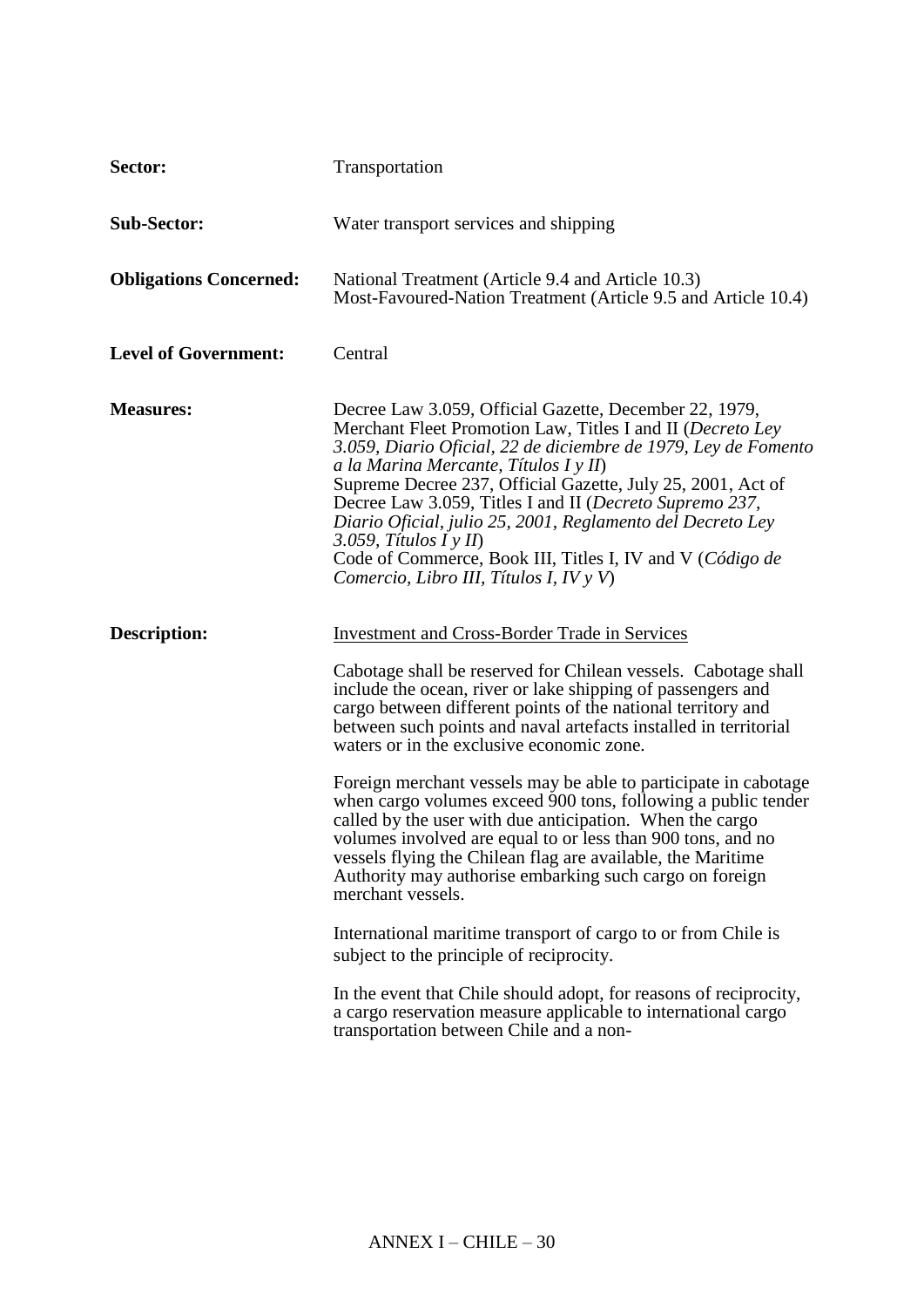**Sector:** Transportation

**Sub-Sector:** Water transport services and shipping

**Obligations Concerned:** National Treatment (Article 9.4 and Article 10.3)
Most-Favoured-Nation Treatment (Article 9.5 and Article 10.4)

**Level of Government:** Central

**Measures:** Decree Law 3.059, Official Gazette, December 22, 1979, Merchant Fleet Promotion Law, Titles I and II (*Decreto Ley 3.059, Diario Oficial, 22 de diciembre de 1979, Ley de Fomento a la Marina Mercante, Títulos I y II*)
Supreme Decree 237, Official Gazette, July 25, 2001, Act of Decree Law 3.059, Titles I and II (*Decreto Supremo 237, Diario Oficial, julio 25, 2001, Reglamento del Decreto Ley 3.059, Títulos I y II*)
Code of Commerce, Book III, Titles I, IV and V (*Código de Comercio, Libro III, Títulos I, IV y V*)

**Description:** Investment and Cross-Border Trade in Services

Cabotage shall be reserved for Chilean vessels. Cabotage shall include the ocean, river or lake shipping of passengers and cargo between different points of the national territory and between such points and naval artefacts installed in territorial waters or in the exclusive economic zone.

Foreign merchant vessels may be able to participate in cabotage when cargo volumes exceed 900 tons, following a public tender called by the user with due anticipation. When the cargo volumes involved are equal to or less than 900 tons, and no vessels flying the Chilean flag are available, the Maritime Authority may authorise embarking such cargo on foreign merchant vessels.

International maritime transport of cargo to or from Chile is subject to the principle of reciprocity.

In the event that Chile should adopt, for reasons of reciprocity, a cargo reservation measure applicable to international cargo transportation between Chile and a non-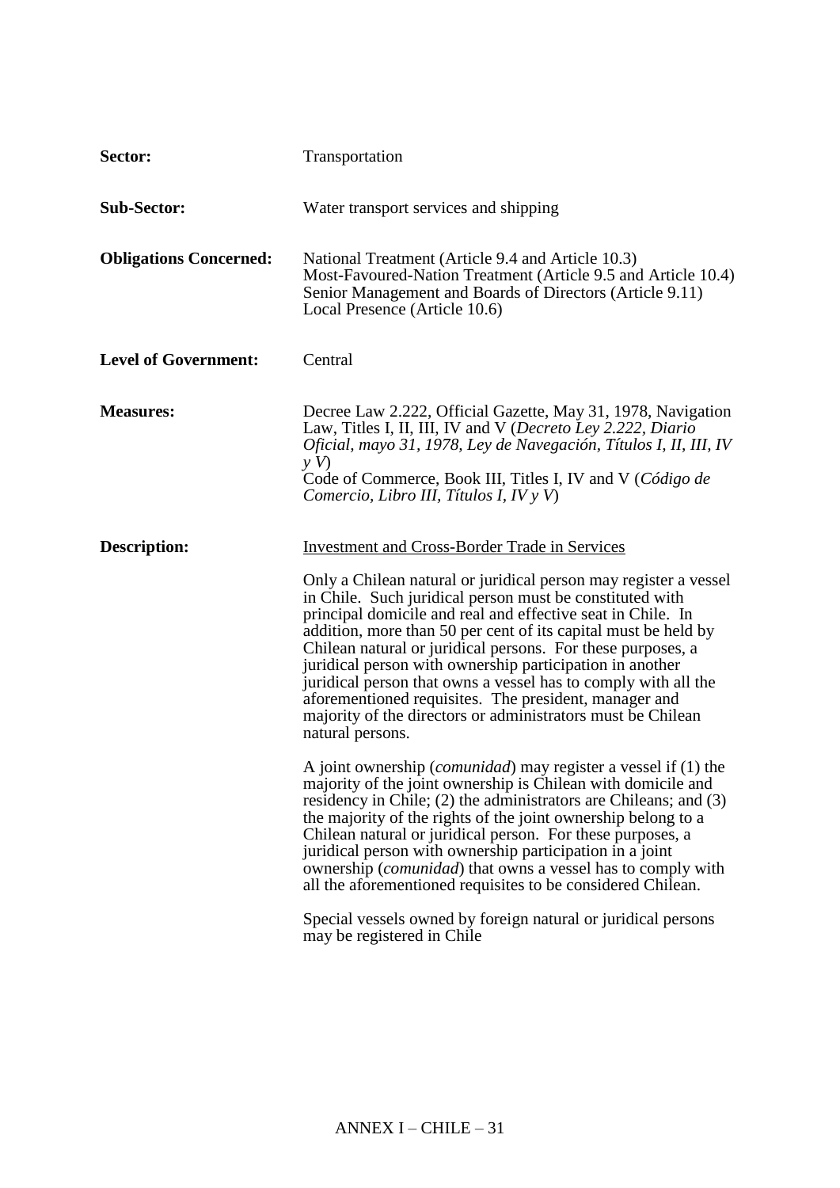**Sector:** Transportation

**Sub-Sector:** Water transport services and shipping

**Obligations Concerned:** National Treatment (Article 9.4 and Article 10.3)
Most-Favoured-Nation Treatment (Article 9.5 and Article 10.4)
Senior Management and Boards of Directors (Article 9.11)
Local Presence (Article 10.6)

**Level of Government:** Central

**Measures:** Decree Law 2.222, Official Gazette, May 31, 1978, Navigation Law, Titles I, II, III, IV and V (*Decreto Ley 2.222, Diario Oficial, mayo 31, 1978, Ley de Navegación, Títulos I, II, III, IV y V*)
Code of Commerce, Book III, Titles I, IV and V (*Código de Comercio, Libro III, Títulos I, IV y V*)

**Description:** Investment and Cross-Border Trade in Services

Only a Chilean natural or juridical person may register a vessel in Chile. Such juridical person must be constituted with principal domicile and real and effective seat in Chile. In addition, more than 50 per cent of its capital must be held by Chilean natural or juridical persons. For these purposes, a juridical person with ownership participation in another juridical person that owns a vessel has to comply with all the aforementioned requisites. The president, manager and majority of the directors or administrators must be Chilean natural persons.

A joint ownership (*comunidad*) may register a vessel if (1) the majority of the joint ownership is Chilean with domicile and residency in Chile; (2) the administrators are Chileans; and (3) the majority of the rights of the joint ownership belong to a Chilean natural or juridical person. For these purposes, a juridical person with ownership participation in a joint ownership (*comunidad*) that owns a vessel has to comply with all the aforementioned requisites to be considered Chilean.

Special vessels owned by foreign natural or juridical persons may be registered in Chile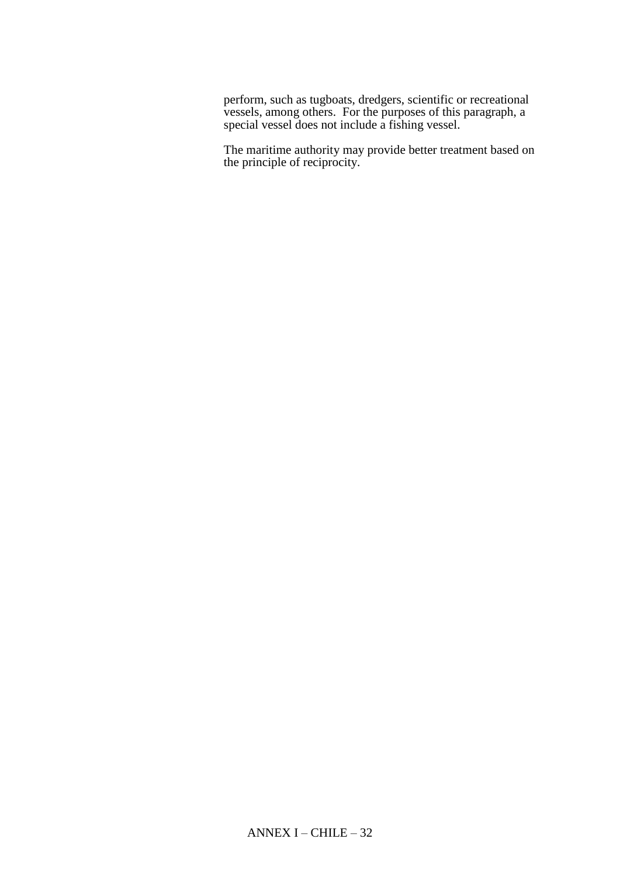perform, such as tugboats, dredgers, scientific or recreational vessels, among others. For the purposes of this paragraph, a special vessel does not include a fishing vessel.

The maritime authority may provide better treatment based on the principle of reciprocity.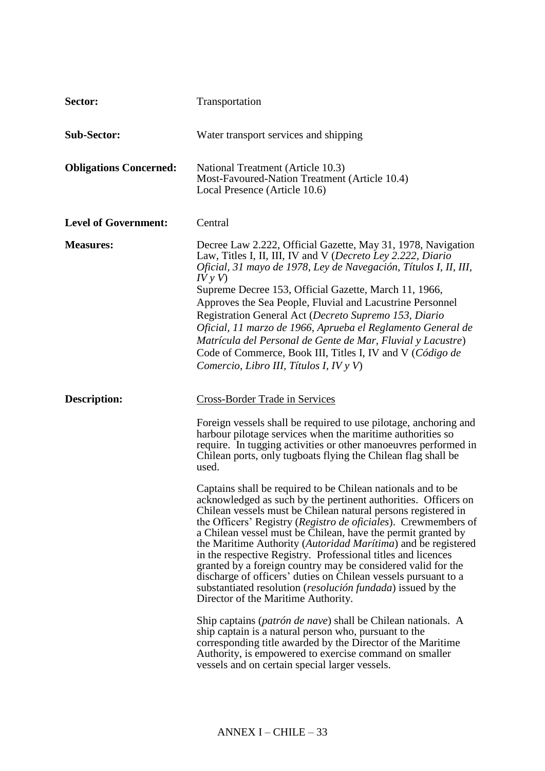| | |
|---|---|
| **Sector:** | Transportation |
| **Sub-Sector:** | Water transport services and shipping |
| **Obligations Concerned:** | National Treatment (Article 10.3)<br>Most-Favoured-Nation Treatment (Article 10.4)<br>Local Presence (Article 10.6) |
| **Level of Government:** | Central |
| **Measures:** | Decree Law 2.222, Official Gazette, May 31, 1978, Navigation Law, Titles I, II, III, IV and V (*Decreto Ley 2.222, Diario Oficial, 31 mayo de 1978, Ley de Navegación, Títulos I, II, III, IV y V*)<br>Supreme Decree 153, Official Gazette, March 11, 1966, Approves the Sea People, Fluvial and Lacustrine Personnel Registration General Act (*Decreto Supremo 153, Diario Oficial, 11 marzo de 1966, Aprueba el Reglamento General de Matrícula del Personal de Gente de Mar, Fluvial y Lacustre*)<br>Code of Commerce, Book III, Titles I, IV and V (*Código de Comercio, Libro III, Títulos I, IV y V*) |

**Description:** Cross-Border Trade in Services

Foreign vessels shall be required to use pilotage, anchoring and harbour pilotage services when the maritime authorities so require. In tugging activities or other manoeuvres performed in Chilean ports, only tugboats flying the Chilean flag shall be used.

Captains shall be required to be Chilean nationals and to be acknowledged as such by the pertinent authorities. Officers on Chilean vessels must be Chilean natural persons registered in the Officers' Registry (*Registro de oficiales*). Crewmembers of a Chilean vessel must be Chilean, have the permit granted by the Maritime Authority (*Autoridad Marítima*) and be registered in the respective Registry. Professional titles and licences granted by a foreign country may be considered valid for the discharge of officers' duties on Chilean vessels pursuant to a substantiated resolution (*resolución fundada*) issued by the Director of the Maritime Authority.

Ship captains (*patrón de nave*) shall be Chilean nationals. A ship captain is a natural person who, pursuant to the corresponding title awarded by the Director of the Maritime Authority, is empowered to exercise command on smaller vessels and on certain special larger vessels.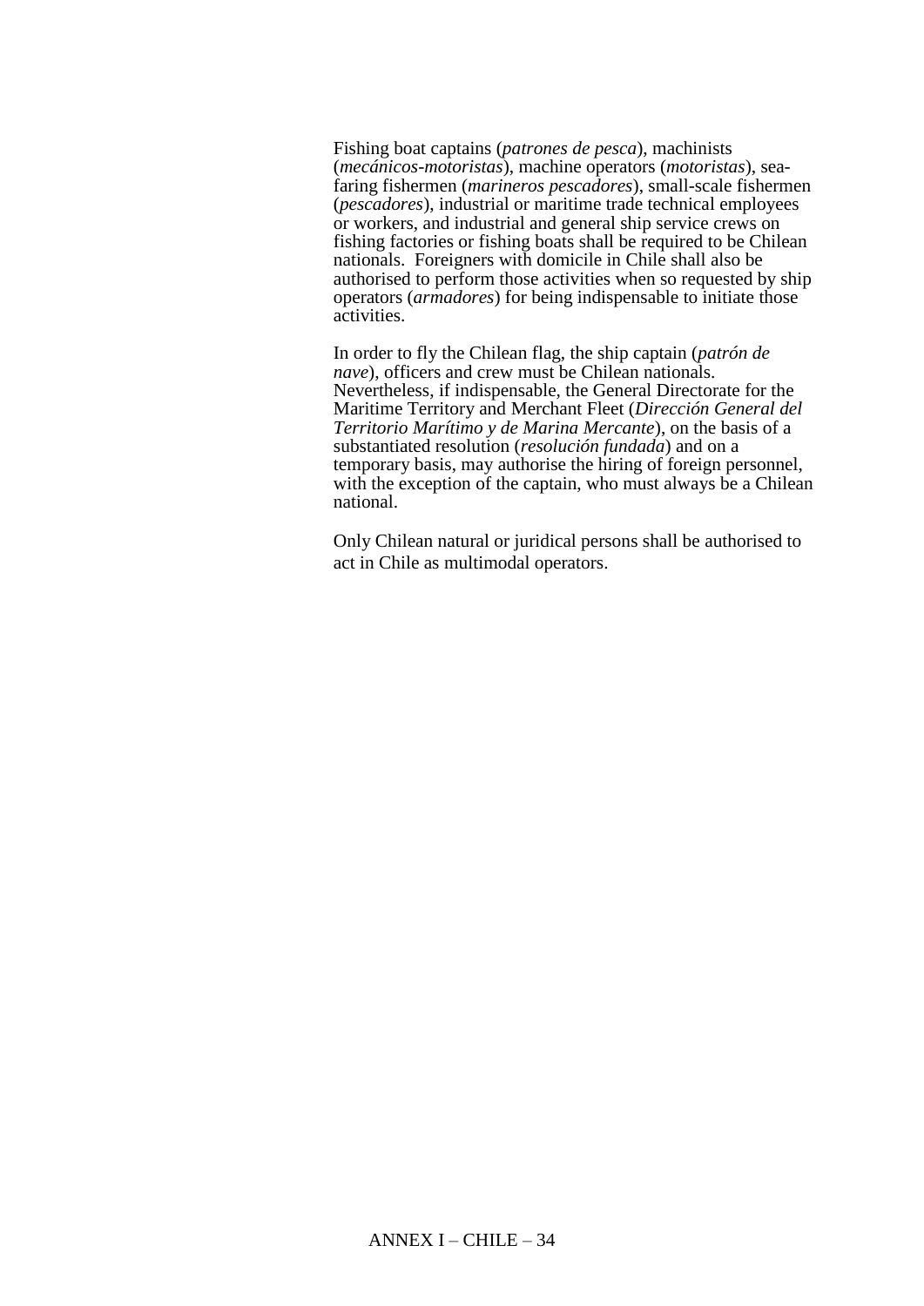Fishing boat captains (*patrones de pesca*), machinists (*mecánicos-motoristas*), machine operators (*motoristas*), sea-faring fishermen (*marineros pescadores*), small-scale fishermen (*pescadores*), industrial or maritime trade technical employees or workers, and industrial and general ship service crews on fishing factories or fishing boats shall be required to be Chilean nationals. Foreigners with domicile in Chile shall also be authorised to perform those activities when so requested by ship operators (*armadores*) for being indispensable to initiate those activities.

In order to fly the Chilean flag, the ship captain (*patrón de nave*), officers and crew must be Chilean nationals. Nevertheless, if indispensable, the General Directorate for the Maritime Territory and Merchant Fleet (*Dirección General del Territorio Marítimo y de Marina Mercante*), on the basis of a substantiated resolution (*resolución fundada*) and on a temporary basis, may authorise the hiring of foreign personnel, with the exception of the captain, who must always be a Chilean national.

Only Chilean natural or juridical persons shall be authorised to act in Chile as multimodal operators.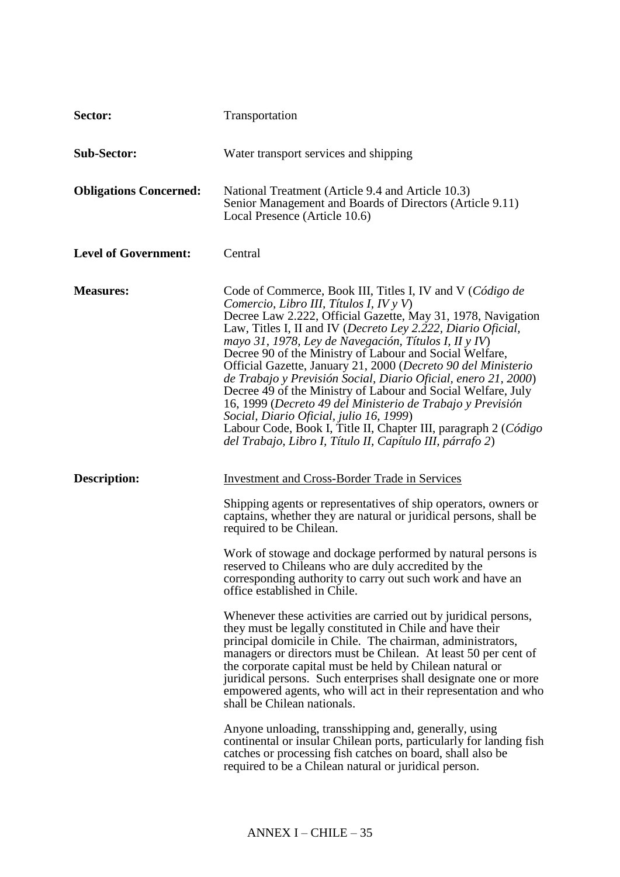| | |
|---|---|
| **Sector:** | Transportation |
| **Sub-Sector:** | Water transport services and shipping |
| **Obligations Concerned:** | National Treatment (Article 9.4 and Article 10.3)<br>Senior Management and Boards of Directors (Article 9.11)<br>Local Presence (Article 10.6) |
| **Level of Government:** | Central |
| **Measures:** | Code of Commerce, Book III, Titles I, IV and V (*Código de Comercio, Libro III, Títulos I, IV y V*)<br>Decree Law 2.222, Official Gazette, May 31, 1978, Navigation Law, Titles I, II and IV (*Decreto Ley 2.222, Diario Oficial, mayo 31, 1978, Ley de Navegación, Títulos I, II y IV*)<br>Decree 90 of the Ministry of Labour and Social Welfare, Official Gazette, January 21, 2000 (*Decreto 90 del Ministerio de Trabajo y Previsión Social, Diario Oficial, enero 21, 2000*)<br>Decree 49 of the Ministry of Labour and Social Welfare, July 16, 1999 (*Decreto 49 del Ministerio de Trabajo y Previsión Social, Diario Oficial, julio 16, 1999*)<br>Labour Code, Book I, Title II, Chapter III, paragraph 2 (*Código del Trabajo, Libro I, Título II, Capítulo III, párrafo 2*) |
| **Description:** | <u>Investment and Cross-Border Trade in Services</u><br><br>Shipping agents or representatives of ship operators, owners or captains, whether they are natural or juridical persons, shall be required to be Chilean.<br><br>Work of stowage and dockage performed by natural persons is reserved to Chileans who are duly accredited by the corresponding authority to carry out such work and have an office established in Chile.<br><br>Whenever these activities are carried out by juridical persons, they must be legally constituted in Chile and have their principal domicile in Chile. The chairman, administrators, managers or directors must be Chilean. At least 50 per cent of the corporate capital must be held by Chilean natural or juridical persons. Such enterprises shall designate one or more empowered agents, who will act in their representation and who shall be Chilean nationals.<br><br>Anyone unloading, transshipping and, generally, using continental or insular Chilean ports, particularly for landing fish catches or processing fish catches on board, shall also be required to be a Chilean natural or juridical person. |

ANNEX I – CHILE – 35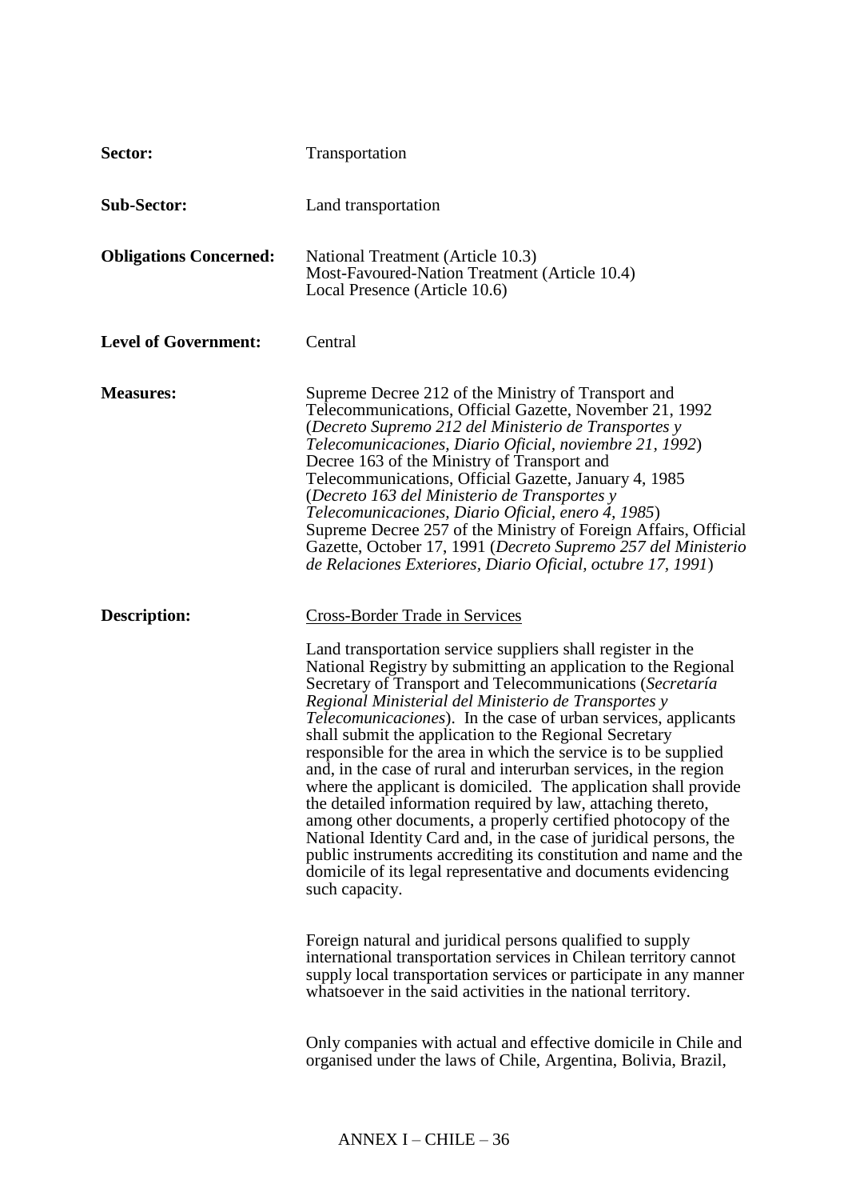| | |
|---|---|
| **Sector:** | Transportation |
| **Sub-Sector:** | Land transportation |
| **Obligations Concerned:** | National Treatment (Article 10.3)<br>Most-Favoured-Nation Treatment (Article 10.4)<br>Local Presence (Article 10.6) |
| **Level of Government:** | Central |
| **Measures:** | Supreme Decree 212 of the Ministry of Transport and Telecommunications, Official Gazette, November 21, 1992 (*Decreto Supremo 212 del Ministerio de Transportes y Telecomunicaciones, Diario Oficial, noviembre 21, 1992*)<br>Decree 163 of the Ministry of Transport and Telecommunications, Official Gazette, January 4, 1985 (*Decreto 163 del Ministerio de Transportes y Telecomunicaciones, Diario Oficial, enero 4, 1985*)<br>Supreme Decree 257 of the Ministry of Foreign Affairs, Official Gazette, October 17, 1991 (*Decreto Supremo 257 del Ministerio de Relaciones Exteriores, Diario Oficial, octubre 17, 1991*) |
| **Description:** | <u>Cross-Border Trade in Services</u><br><br>Land transportation service suppliers shall register in the National Registry by submitting an application to the Regional Secretary of Transport and Telecommunications (*Secretaría Regional Ministerial del Ministerio de Transportes y Telecomunicaciones*). In the case of urban services, applicants shall submit the application to the Regional Secretary responsible for the area in which the service is to be supplied and, in the case of rural and interurban services, in the region where the applicant is domiciled. The application shall provide the detailed information required by law, attaching thereto, among other documents, a properly certified photocopy of the National Identity Card and, in the case of juridical persons, the public instruments accrediting its constitution and name and the domicile of its legal representative and documents evidencing such capacity.<br><br>Foreign natural and juridical persons qualified to supply international transportation services in Chilean territory cannot supply local transportation services or participate in any manner whatsoever in the said activities in the national territory.<br><br>Only companies with actual and effective domicile in Chile and organised under the laws of Chile, Argentina, Bolivia, Brazil, |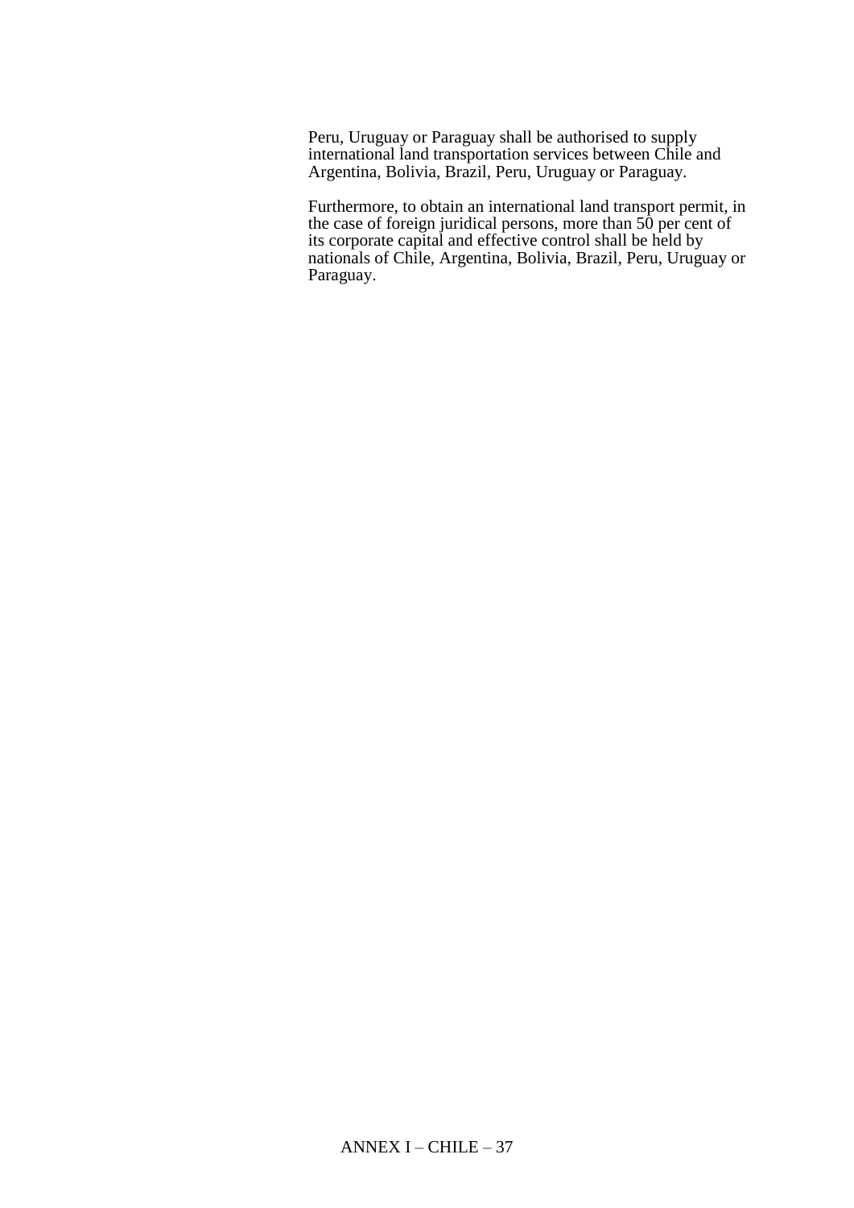Peru, Uruguay or Paraguay shall be authorised to supply international land transportation services between Chile and Argentina, Bolivia, Brazil, Peru, Uruguay or Paraguay.

Furthermore, to obtain an international land transport permit, in the case of foreign juridical persons, more than 50 per cent of its corporate capital and effective control shall be held by nationals of Chile, Argentina, Bolivia, Brazil, Peru, Uruguay or Paraguay.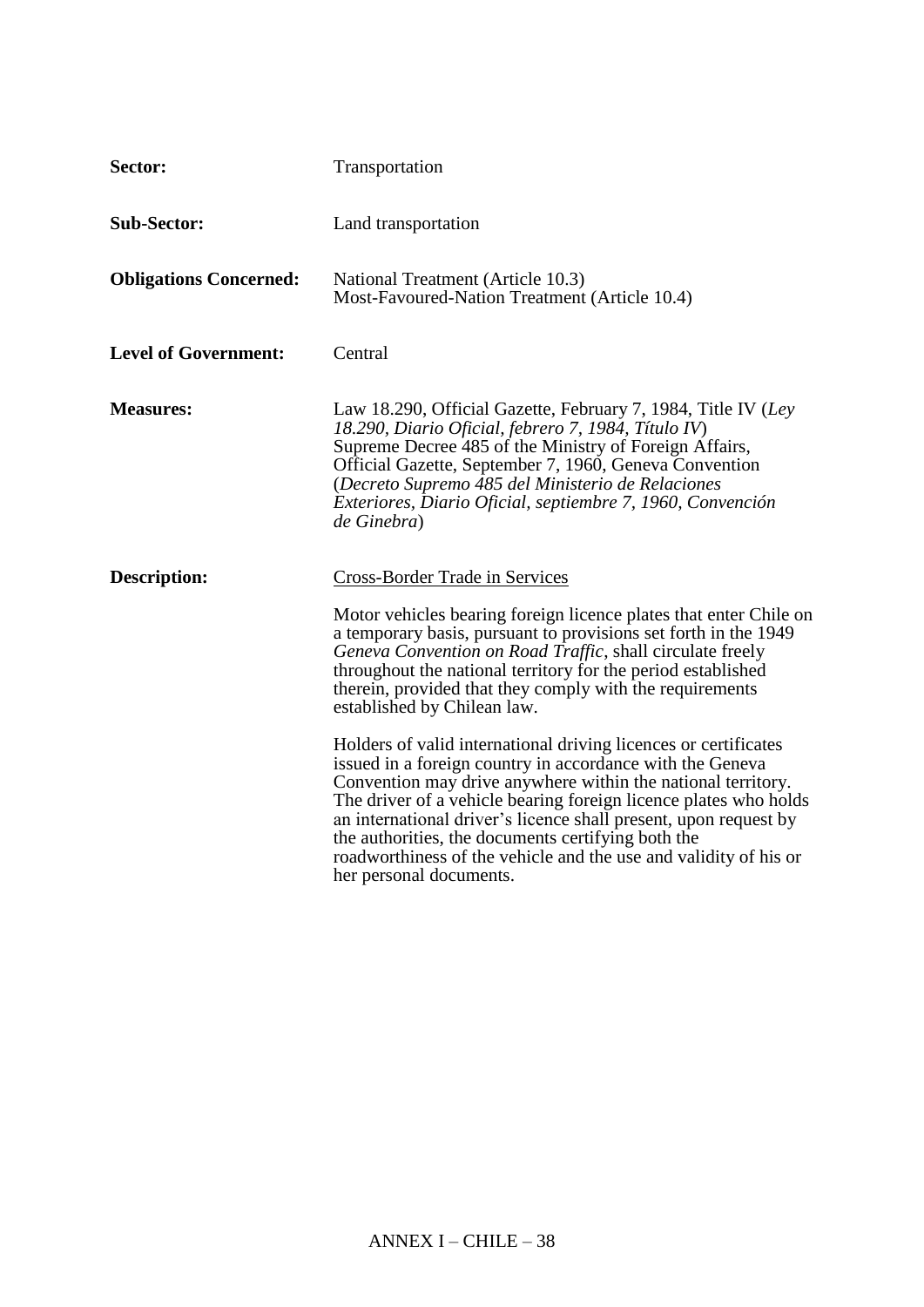**Sector:** Transportation

**Sub-Sector:** Land transportation

**Obligations Concerned:** National Treatment (Article 10.3)
Most-Favoured-Nation Treatment (Article 10.4)

**Level of Government:** Central

**Measures:** Law 18.290, Official Gazette, February 7, 1984, Title IV (*Ley 18.290, Diario Oficial, febrero 7, 1984, Título IV*)
Supreme Decree 485 of the Ministry of Foreign Affairs, Official Gazette, September 7, 1960, Geneva Convention (*Decreto Supremo 485 del Ministerio de Relaciones Exteriores, Diario Oficial, septiembre 7, 1960, Convención de Ginebra*)

**Description:** Cross-Border Trade in Services

Motor vehicles bearing foreign licence plates that enter Chile on a temporary basis, pursuant to provisions set forth in the 1949 *Geneva Convention on Road Traffic*, shall circulate freely throughout the national territory for the period established therein, provided that they comply with the requirements established by Chilean law.

Holders of valid international driving licences or certificates issued in a foreign country in accordance with the Geneva Convention may drive anywhere within the national territory. The driver of a vehicle bearing foreign licence plates who holds an international driver's licence shall present, upon request by the authorities, the documents certifying both the roadworthiness of the vehicle and the use and validity of his or her personal documents.